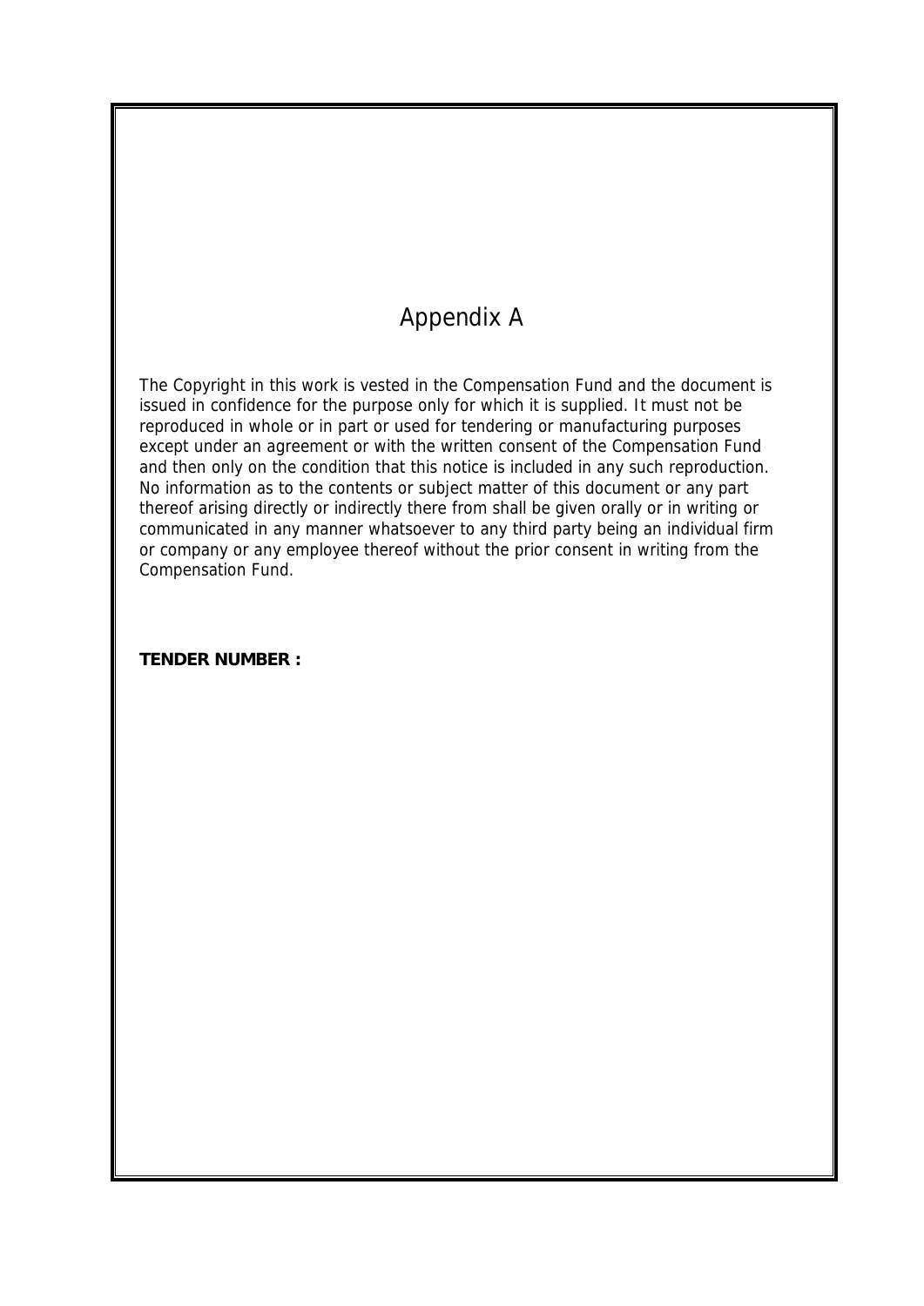# Appendix A

The Copyright in this work is vested in the Compensation Fund and the document is issued in confidence for the purpose only for which it is supplied. It must not be reproduced in whole or in part or used for tendering or manufacturing purposes except under an agreement or with the written consent of the Compensation Fund and then only on the condition that this notice is included in any such reproduction. No information as to the contents or subject matter of this document or any part thereof arising directly or indirectly there from shall be given orally or in writing or communicated in any manner whatsoever to any third party being an individual firm or company or any employee thereof without the prior consent in writing from the Compensation Fund.

**TENDER NUMBER :**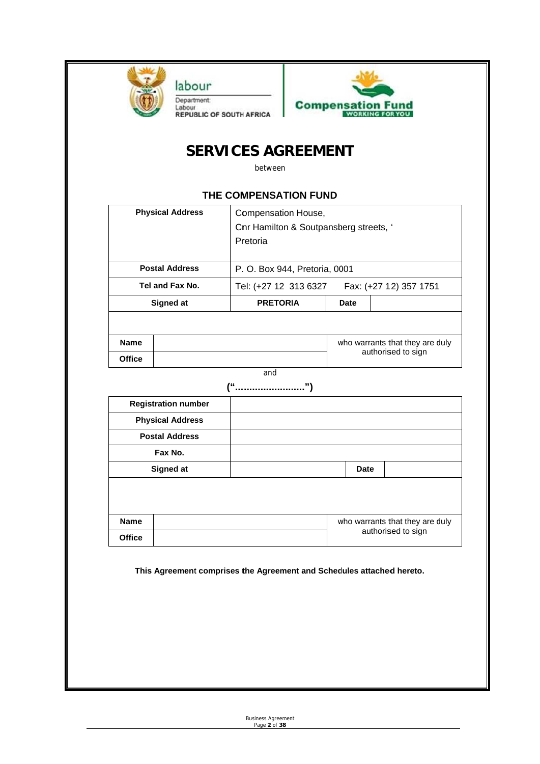labour

Department:
Labour
REPUBLIC OF SOUTH AFRICA

Compensation Fund
WORKING FOR YOU

# SERVICES AGREEMENT

between

### THE COMPENSATION FUND

| Physical Address | Compensation House,<br>Cnr Hamilton & Soutpansberg streets, '<br>Pretoria | | |
|---|---|---|---|
| Postal Address | P. O. Box 944, Pretoria, 0001 | | |
| Tel and Fax No. | Tel: (+27 12 313 6327 Fax: (+27 12) 357 1751 | | |
| Signed at | PRETORIA | Date | |
| | | | |

| Name | | who warrants that they are duly authorised to sign |
|---|---|---|
| Office | | |

and

**("........................")**

| Registration number | | | |
|---|---|---|---|
| Physical Address | | | |
| Postal Address | | | |
| Fax No. | | | |
| Signed at | | Date | |
| | | | |

| Name | | who warrants that they are duly authorised to sign |
|---|---|---|
| Office | | |

**This Agreement comprises the Agreement and Schedules attached hereto.**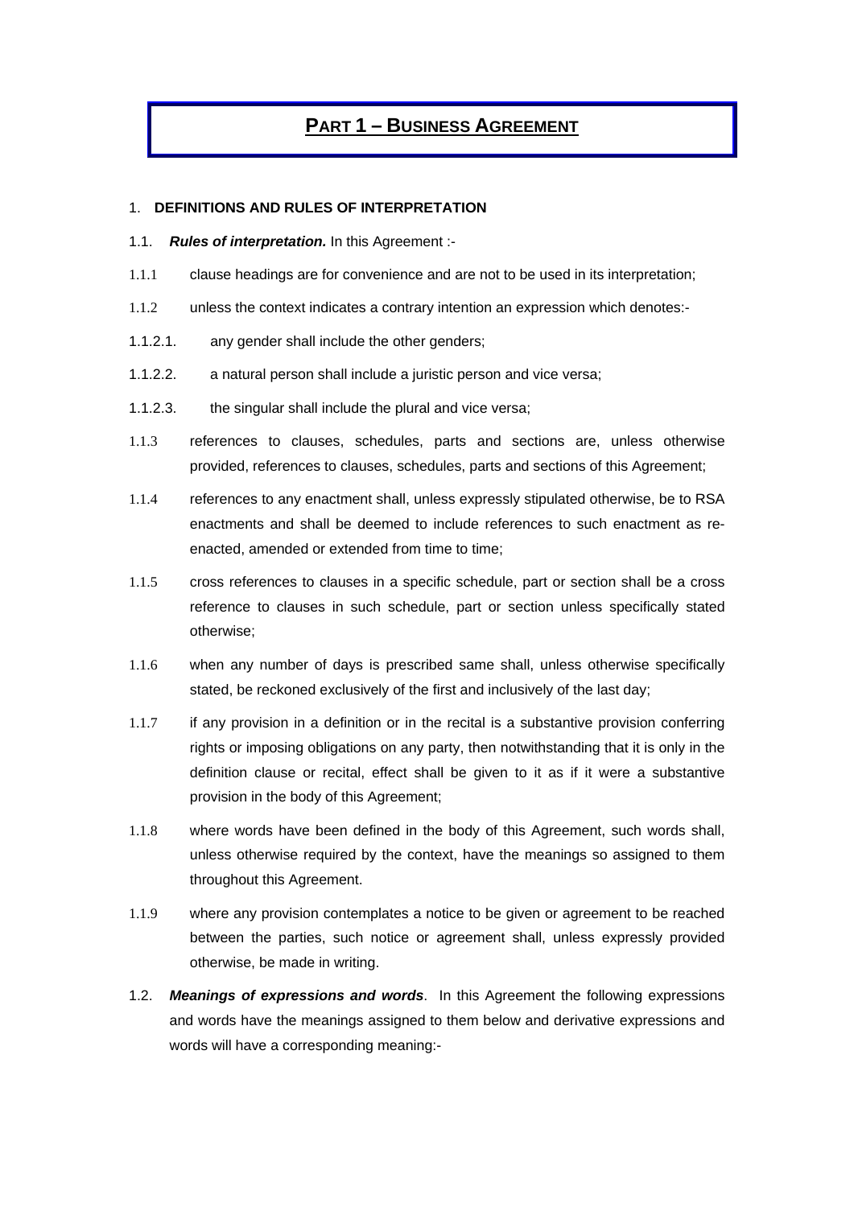# PART 1 – BUSINESS AGREEMENT

1. **DEFINITIONS AND RULES OF INTERPRETATION**

1.1. ***Rules of interpretation.*** In this Agreement :-

1.1.1 clause headings are for convenience and are not to be used in its interpretation;

1.1.2 unless the context indicates a contrary intention an expression which denotes:-

1.1.2.1. any gender shall include the other genders;

1.1.2.2. a natural person shall include a juristic person and vice versa;

1.1.2.3. the singular shall include the plural and vice versa;

1.1.3 references to clauses, schedules, parts and sections are, unless otherwise provided, references to clauses, schedules, parts and sections of this Agreement;

1.1.4 references to any enactment shall, unless expressly stipulated otherwise, be to RSA enactments and shall be deemed to include references to such enactment as re-enacted, amended or extended from time to time;

1.1.5 cross references to clauses in a specific schedule, part or section shall be a cross reference to clauses in such schedule, part or section unless specifically stated otherwise;

1.1.6 when any number of days is prescribed same shall, unless otherwise specifically stated, be reckoned exclusively of the first and inclusively of the last day;

1.1.7 if any provision in a definition or in the recital is a substantive provision conferring rights or imposing obligations on any party, then notwithstanding that it is only in the definition clause or recital, effect shall be given to it as if it were a substantive provision in the body of this Agreement;

1.1.8 where words have been defined in the body of this Agreement, such words shall, unless otherwise required by the context, have the meanings so assigned to them throughout this Agreement.

1.1.9 where any provision contemplates a notice to be given or agreement to be reached between the parties, such notice or agreement shall, unless expressly provided otherwise, be made in writing.

1.2. ***Meanings of expressions and words***. In this Agreement the following expressions and words have the meanings assigned to them below and derivative expressions and words will have a corresponding meaning:-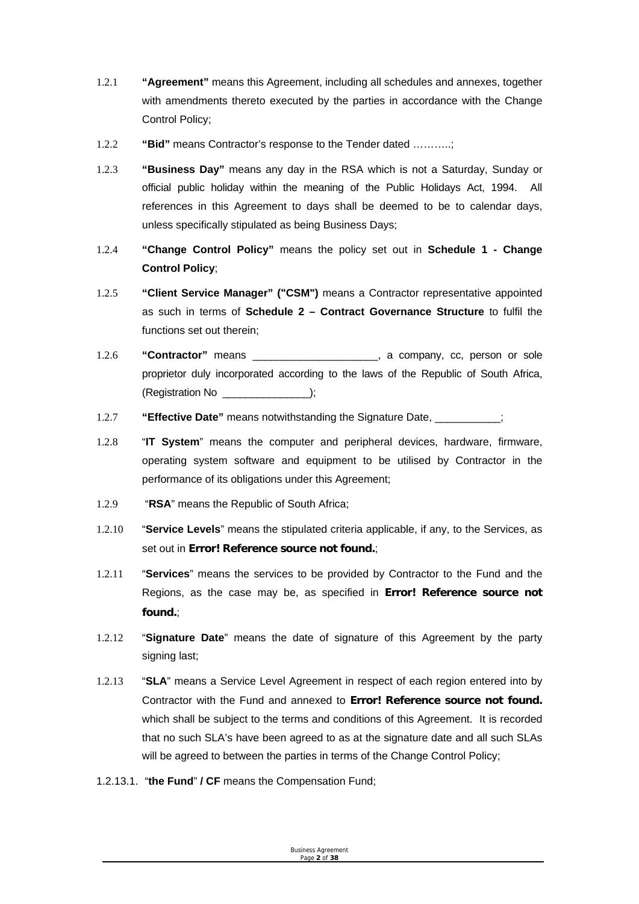1.2.1 **"Agreement"** means this Agreement, including all schedules and annexes, together with amendments thereto executed by the parties in accordance with the Change Control Policy;

1.2.2 **"Bid"** means Contractor's response to the Tender dated ………..;

1.2.3 **"Business Day"** means any day in the RSA which is not a Saturday, Sunday or official public holiday within the meaning of the Public Holidays Act, 1994. All references in this Agreement to days shall be deemed to be to calendar days, unless specifically stipulated as being Business Days;

1.2.4 **"Change Control Policy"** means the policy set out in **Schedule 1 - Change Control Policy**;

1.2.5 **"Client Service Manager" ("CSM")** means a Contractor representative appointed as such in terms of **Schedule 2 – Contract Governance Structure** to fulfil the functions set out therein;

1.2.6 **"Contractor"** means ____________________, a company, cc, person or sole proprietor duly incorporated according to the laws of the Republic of South Africa, (Registration No ______________);

1.2.7 **"Effective Date"** means notwithstanding the Signature Date, ___________;

1.2.8 "**IT System**" means the computer and peripheral devices, hardware, firmware, operating system software and equipment to be utilised by Contractor in the performance of its obligations under this Agreement;

1.2.9 "**RSA**" means the Republic of South Africa;

1.2.10 "**Service Levels**" means the stipulated criteria applicable, if any, to the Services, as set out in **Error! Reference source not found.**;

1.2.11 "**Services**" means the services to be provided by Contractor to the Fund and the Regions, as the case may be, as specified in **Error! Reference source not found.**;

1.2.12 "**Signature Date**" means the date of signature of this Agreement by the party signing last;

1.2.13 "**SLA**" means a Service Level Agreement in respect of each region entered into by Contractor with the Fund and annexed to **Error! Reference source not found.** which shall be subject to the terms and conditions of this Agreement. It is recorded that no such SLA's have been agreed to as at the signature date and all such SLAs will be agreed to between the parties in terms of the Change Control Policy;

1.2.13.1. "**the Fund**" **/ CF** means the Compensation Fund;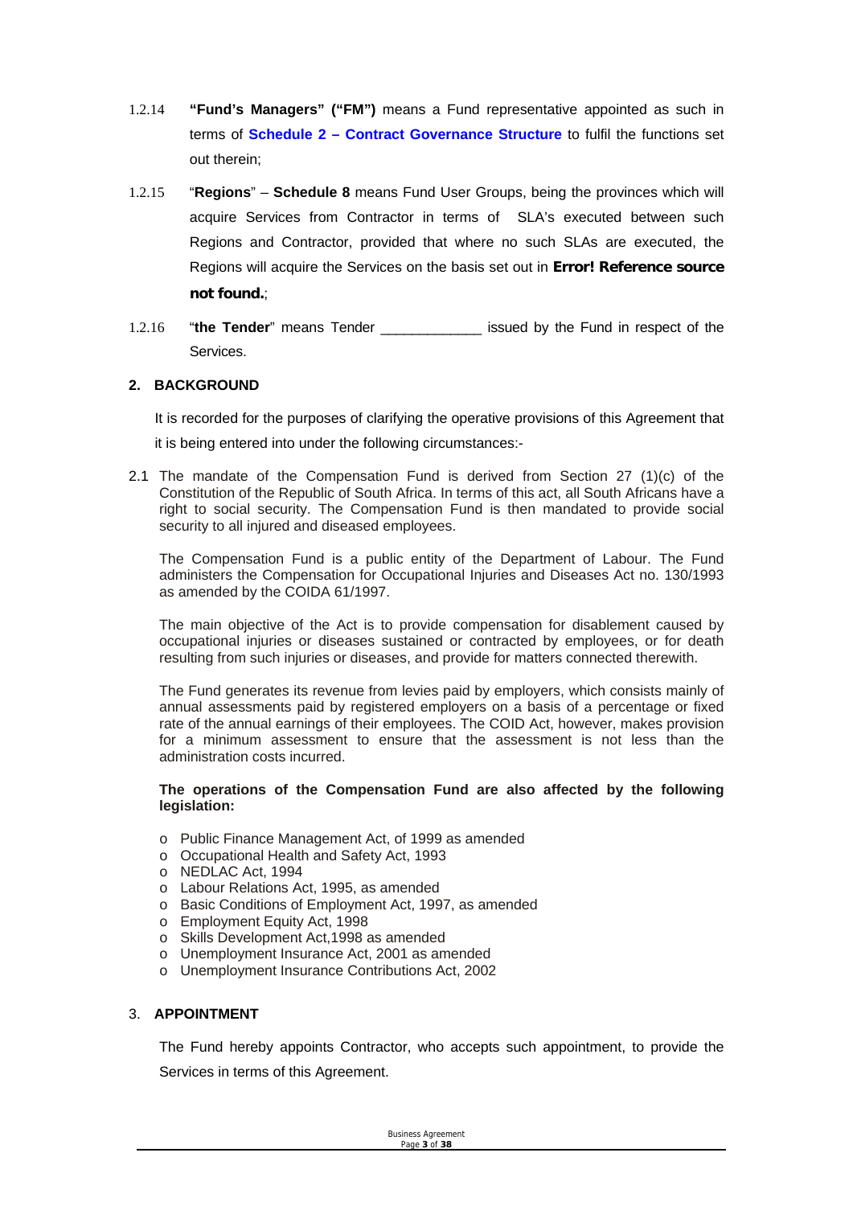1.2.14 **"Fund's Managers" ("FM")** means a Fund representative appointed as such in terms of **Schedule 2 – Contract Governance Structure** to fulfil the functions set out therein;

1.2.15 "**Regions**" – **Schedule 8** means Fund User Groups, being the provinces which will acquire Services from Contractor in terms of SLA's executed between such Regions and Contractor, provided that where no such SLAs are executed, the Regions will acquire the Services on the basis set out in **Error! Reference source not found.**;

1.2.16 "**the Tender**" means Tender _____________ issued by the Fund in respect of the Services.

## 2. BACKGROUND

It is recorded for the purposes of clarifying the operative provisions of this Agreement that it is being entered into under the following circumstances:-

2.1 The mandate of the Compensation Fund is derived from Section 27 (1)(c) of the Constitution of the Republic of South Africa. In terms of this act, all South Africans have a right to social security. The Compensation Fund is then mandated to provide social security to all injured and diseased employees.

The Compensation Fund is a public entity of the Department of Labour. The Fund administers the Compensation for Occupational Injuries and Diseases Act no. 130/1993 as amended by the COIDA 61/1997.

The main objective of the Act is to provide compensation for disablement caused by occupational injuries or diseases sustained or contracted by employees, or for death resulting from such injuries or diseases, and provide for matters connected therewith.

The Fund generates its revenue from levies paid by employers, which consists mainly of annual assessments paid by registered employers on a basis of a percentage or fixed rate of the annual earnings of their employees. The COID Act, however, makes provision for a minimum assessment to ensure that the assessment is not less than the administration costs incurred.

**The operations of the Compensation Fund are also affected by the following legislation:**

- Public Finance Management Act, of 1999 as amended
- Occupational Health and Safety Act, 1993
- NEDLAC Act, 1994
- Labour Relations Act, 1995, as amended
- Basic Conditions of Employment Act, 1997, as amended
- Employment Equity Act, 1998
- Skills Development Act,1998 as amended
- Unemployment Insurance Act, 2001 as amended
- Unemployment Insurance Contributions Act, 2002

## 3. APPOINTMENT

The Fund hereby appoints Contractor, who accepts such appointment, to provide the Services in terms of this Agreement.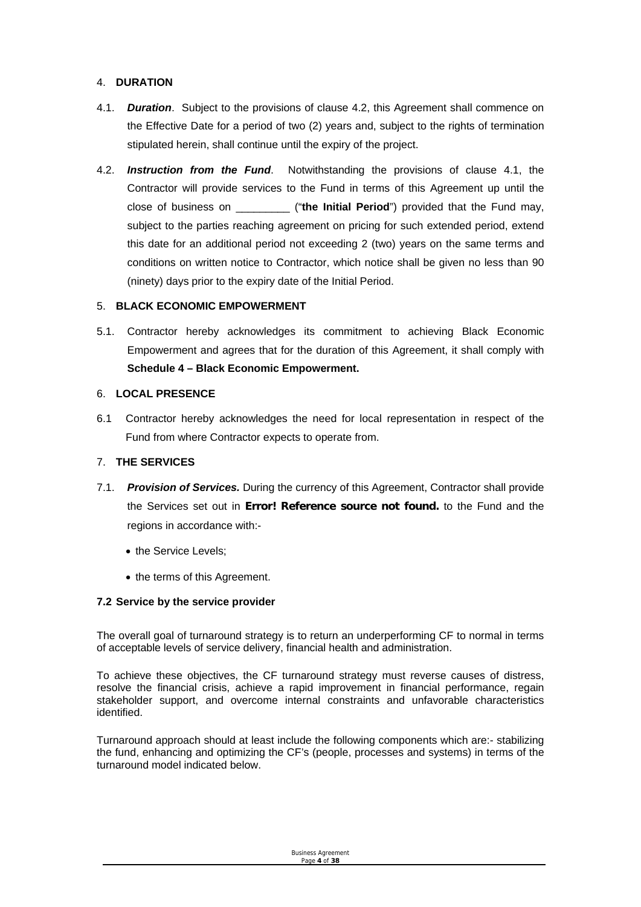4. **DURATION**

4.1. ***Duration***. Subject to the provisions of clause 4.2, this Agreement shall commence on the Effective Date for a period of two (2) years and, subject to the rights of termination stipulated herein, shall continue until the expiry of the project.

4.2. ***Instruction from the Fund***. Notwithstanding the provisions of clause 4.1, the Contractor will provide services to the Fund in terms of this Agreement up until the close of business on _________ ("**the Initial Period**") provided that the Fund may, subject to the parties reaching agreement on pricing for such extended period, extend this date for an additional period not exceeding 2 (two) years on the same terms and conditions on written notice to Contractor, which notice shall be given no less than 90 (ninety) days prior to the expiry date of the Initial Period.

5. **BLACK ECONOMIC EMPOWERMENT**

5.1. Contractor hereby acknowledges its commitment to achieving Black Economic Empowerment and agrees that for the duration of this Agreement, it shall comply with **Schedule 4 – Black Economic Empowerment.**

6. **LOCAL PRESENCE**

6.1 Contractor hereby acknowledges the need for local representation in respect of the Fund from where Contractor expects to operate from.

7. **THE SERVICES**

7.1. ***Provision of Services.*** During the currency of this Agreement, Contractor shall provide the Services set out in **Error! Reference source not found.** to the Fund and the regions in accordance with:-

- the Service Levels;
- the terms of this Agreement.

**7.2 Service by the service provider**

The overall goal of turnaround strategy is to return an underperforming CF to normal in terms of acceptable levels of service delivery, financial health and administration.

To achieve these objectives, the CF turnaround strategy must reverse causes of distress, resolve the financial crisis, achieve a rapid improvement in financial performance, regain stakeholder support, and overcome internal constraints and unfavorable characteristics identified.

Turnaround approach should at least include the following components which are:- stabilizing the fund, enhancing and optimizing the CF's (people, processes and systems) in terms of the turnaround model indicated below.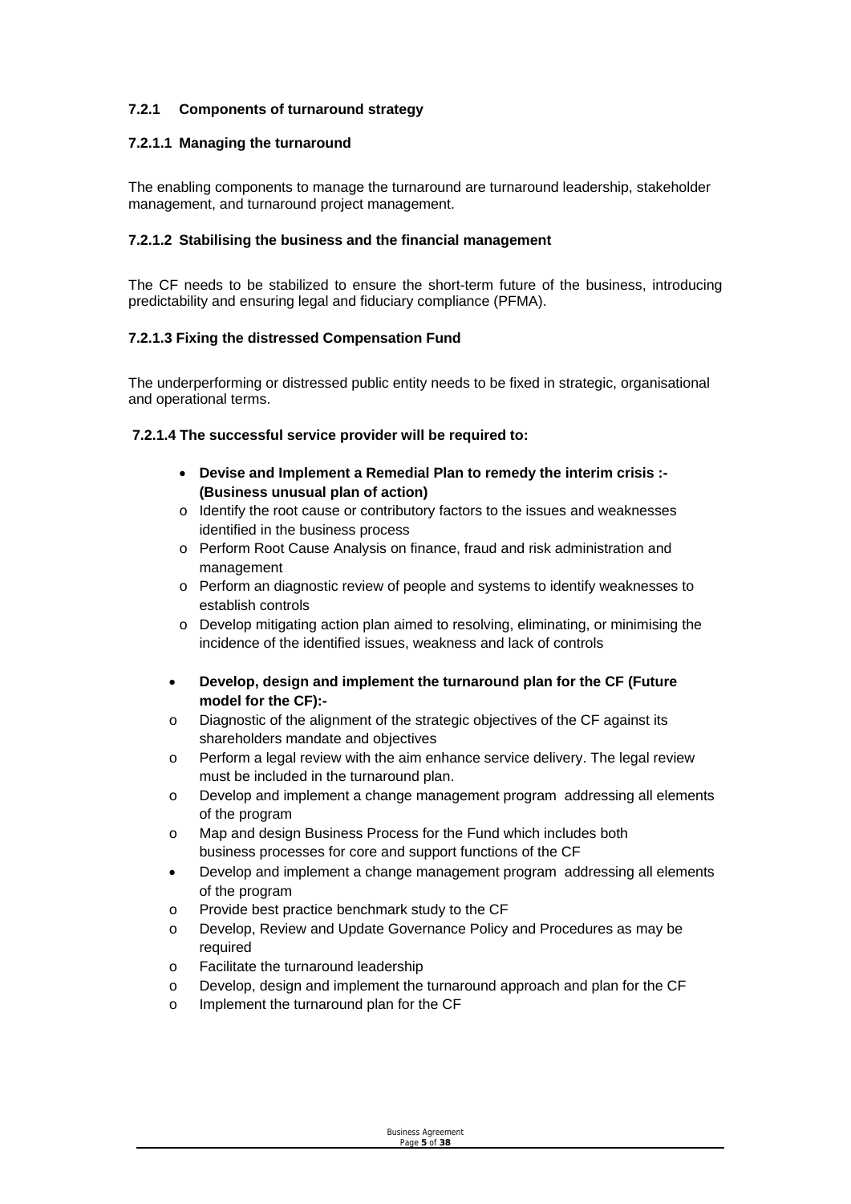### 7.2.1 Components of turnaround strategy

#### 7.2.1.1 Managing the turnaround

The enabling components to manage the turnaround are turnaround leadership, stakeholder management, and turnaround project management.

#### 7.2.1.2 Stabilising the business and the financial management

The CF needs to be stabilized to ensure the short-term future of the business, introducing predictability and ensuring legal and fiduciary compliance (PFMA).

#### 7.2.1.3 Fixing the distressed Compensation Fund

The underperforming or distressed public entity needs to be fixed in strategic, organisational and operational terms.

#### 7.2.1.4 The successful service provider will be required to:

- **Devise and Implement a Remedial Plan to remedy the interim crisis :- (Business unusual plan of action)**
  - Identify the root cause or contributory factors to the issues and weaknesses identified in the business process
  - Perform Root Cause Analysis on finance, fraud and risk administration and management
  - Perform an diagnostic review of people and systems to identify weaknesses to establish controls
  - Develop mitigating action plan aimed to resolving, eliminating, or minimising the incidence of the identified issues, weakness and lack of controls

- **Develop, design and implement the turnaround plan for the CF (Future model for the CF):-**
  - Diagnostic of the alignment of the strategic objectives of the CF against its shareholders mandate and objectives
  - Perform a legal review with the aim enhance service delivery. The legal review must be included in the turnaround plan.
  - Develop and implement a change management program addressing all elements of the program
  - Map and design Business Process for the Fund which includes both business processes for core and support functions of the CF
- Develop and implement a change management program addressing all elements of the program
  - Provide best practice benchmark study to the CF
  - Develop, Review and Update Governance Policy and Procedures as may be required
  - Facilitate the turnaround leadership
  - Develop, design and implement the turnaround approach and plan for the CF
  - Implement the turnaround plan for the CF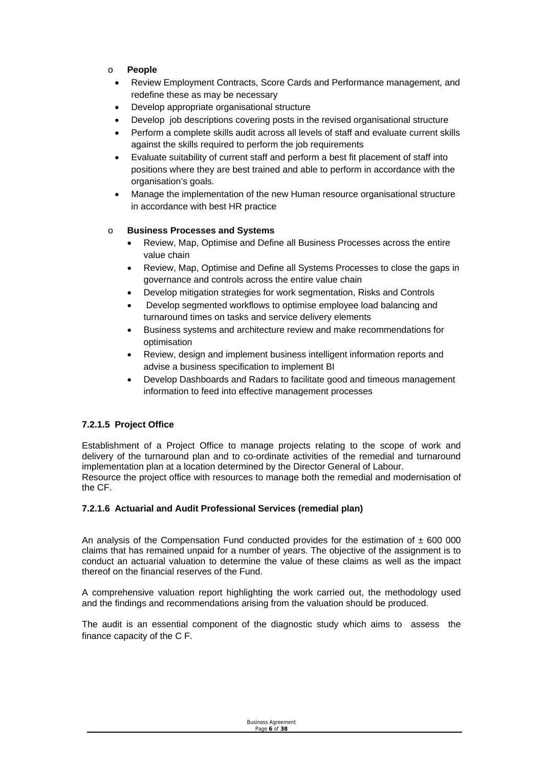- **People**
  - Review Employment Contracts, Score Cards and Performance management, and redefine these as may be necessary
  - Develop appropriate organisational structure
  - Develop job descriptions covering posts in the revised organisational structure
  - Perform a complete skills audit across all levels of staff and evaluate current skills against the skills required to perform the job requirements
  - Evaluate suitability of current staff and perform a best fit placement of staff into positions where they are best trained and able to perform in accordance with the organisation's goals.
  - Manage the implementation of the new Human resource organisational structure in accordance with best HR practice

- **Business Processes and Systems**
  - Review, Map, Optimise and Define all Business Processes across the entire value chain
  - Review, Map, Optimise and Define all Systems Processes to close the gaps in governance and controls across the entire value chain
  - Develop mitigation strategies for work segmentation, Risks and Controls
  - Develop segmented workflows to optimise employee load balancing and turnaround times on tasks and service delivery elements
  - Business systems and architecture review and make recommendations for optimisation
  - Review, design and implement business intelligent information reports and advise a business specification to implement BI
  - Develop Dashboards and Radars to facilitate good and timeous management information to feed into effective management processes

#### 7.2.1.5 Project Office

Establishment of a Project Office to manage projects relating to the scope of work and delivery of the turnaround plan and to co-ordinate activities of the remedial and turnaround implementation plan at a location determined by the Director General of Labour.
Resource the project office with resources to manage both the remedial and modernisation of the CF.

#### 7.2.1.6 Actuarial and Audit Professional Services (remedial plan)

An analysis of the Compensation Fund conducted provides for the estimation of ± 600 000 claims that has remained unpaid for a number of years. The objective of the assignment is to conduct an actuarial valuation to determine the value of these claims as well as the impact thereof on the financial reserves of the Fund.

A comprehensive valuation report highlighting the work carried out, the methodology used and the findings and recommendations arising from the valuation should be produced.

The audit is an essential component of the diagnostic study which aims to assess the finance capacity of the C F.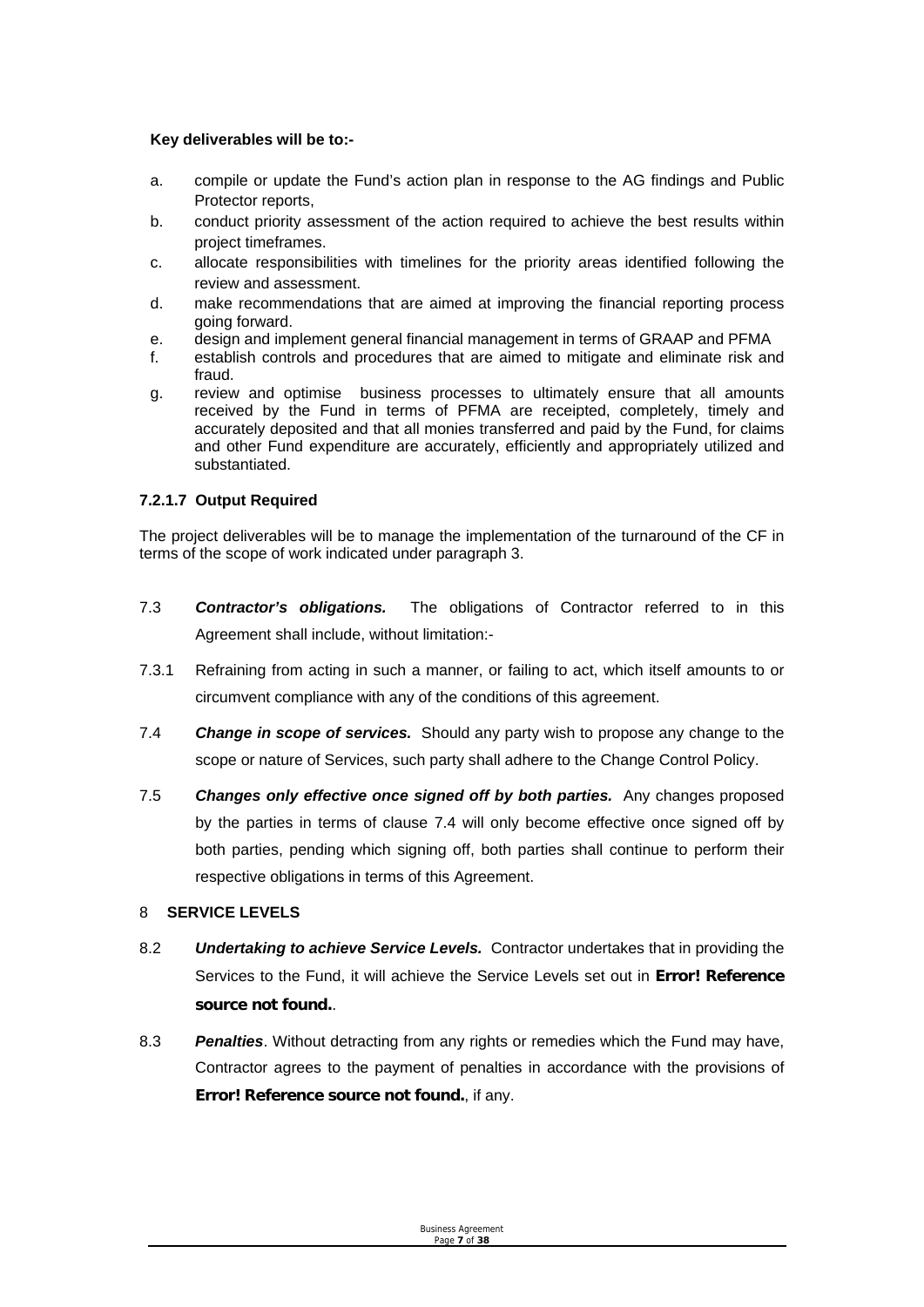**Key deliverables will be to:-**

a. compile or update the Fund's action plan in response to the AG findings and Public Protector reports,

b. conduct priority assessment of the action required to achieve the best results within project timeframes.

c. allocate responsibilities with timelines for the priority areas identified following the review and assessment.

d. make recommendations that are aimed at improving the financial reporting process going forward.

e. design and implement general financial management in terms of GRAAP and PFMA

f. establish controls and procedures that are aimed to mitigate and eliminate risk and fraud.

g. review and optimise business processes to ultimately ensure that all amounts received by the Fund in terms of PFMA are receipted, completely, timely and accurately deposited and that all monies transferred and paid by the Fund, for claims and other Fund expenditure are accurately, efficiently and appropriately utilized and substantiated.

**7.2.1.7 Output Required**

The project deliverables will be to manage the implementation of the turnaround of the CF in terms of the scope of work indicated under paragraph 3.

7.3 ***Contractor's obligations.*** The obligations of Contractor referred to in this Agreement shall include, without limitation:-

7.3.1 Refraining from acting in such a manner, or failing to act, which itself amounts to or circumvent compliance with any of the conditions of this agreement.

7.4 ***Change in scope of services.*** Should any party wish to propose any change to the scope or nature of Services, such party shall adhere to the Change Control Policy.

7.5 ***Changes only effective once signed off by both parties.*** Any changes proposed by the parties in terms of clause 7.4 will only become effective once signed off by both parties, pending which signing off, both parties shall continue to perform their respective obligations in terms of this Agreement.

8 **SERVICE LEVELS**

8.2 ***Undertaking to achieve Service Levels.*** Contractor undertakes that in providing the Services to the Fund, it will achieve the Service Levels set out in **Error! Reference source not found.**.

8.3 ***Penalties***. Without detracting from any rights or remedies which the Fund may have, Contractor agrees to the payment of penalties in accordance with the provisions of **Error! Reference source not found.**, if any.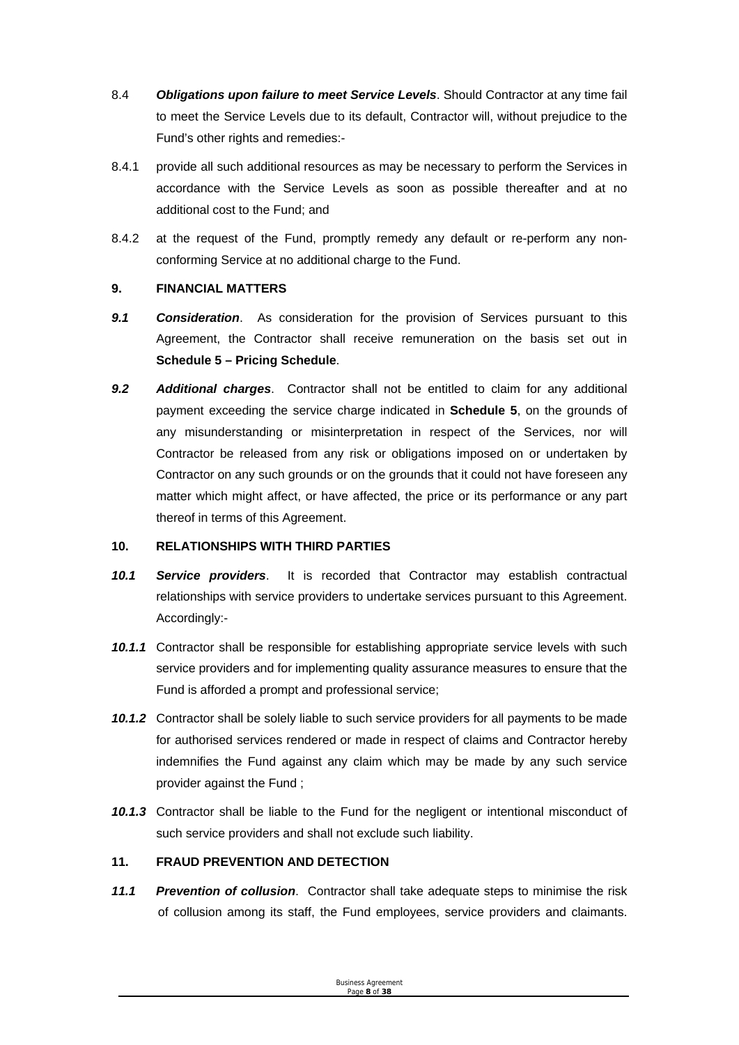8.4 ***Obligations upon failure to meet Service Levels***. Should Contractor at any time fail to meet the Service Levels due to its default, Contractor will, without prejudice to the Fund's other rights and remedies:-

8.4.1 provide all such additional resources as may be necessary to perform the Services in accordance with the Service Levels as soon as possible thereafter and at no additional cost to the Fund; and

8.4.2 at the request of the Fund, promptly remedy any default or re-perform any non-conforming Service at no additional charge to the Fund.

**9. FINANCIAL MATTERS**

***9.1 Consideration***. As consideration for the provision of Services pursuant to this Agreement, the Contractor shall receive remuneration on the basis set out in **Schedule 5 – Pricing Schedule**.

***9.2 Additional charges***. Contractor shall not be entitled to claim for any additional payment exceeding the service charge indicated in **Schedule 5**, on the grounds of any misunderstanding or misinterpretation in respect of the Services, nor will Contractor be released from any risk or obligations imposed on or undertaken by Contractor on any such grounds or on the grounds that it could not have foreseen any matter which might affect, or have affected, the price or its performance or any part thereof in terms of this Agreement.

**10. RELATIONSHIPS WITH THIRD PARTIES**

***10.1 Service providers***. It is recorded that Contractor may establish contractual relationships with service providers to undertake services pursuant to this Agreement. Accordingly:-

***10.1.1*** Contractor shall be responsible for establishing appropriate service levels with such service providers and for implementing quality assurance measures to ensure that the Fund is afforded a prompt and professional service;

***10.1.2*** Contractor shall be solely liable to such service providers for all payments to be made for authorised services rendered or made in respect of claims and Contractor hereby indemnifies the Fund against any claim which may be made by any such service provider against the Fund ;

***10.1.3*** Contractor shall be liable to the Fund for the negligent or intentional misconduct of such service providers and shall not exclude such liability.

**11. FRAUD PREVENTION AND DETECTION**

***11.1 Prevention of collusion***. Contractor shall take adequate steps to minimise the risk of collusion among its staff, the Fund employees, service providers and claimants.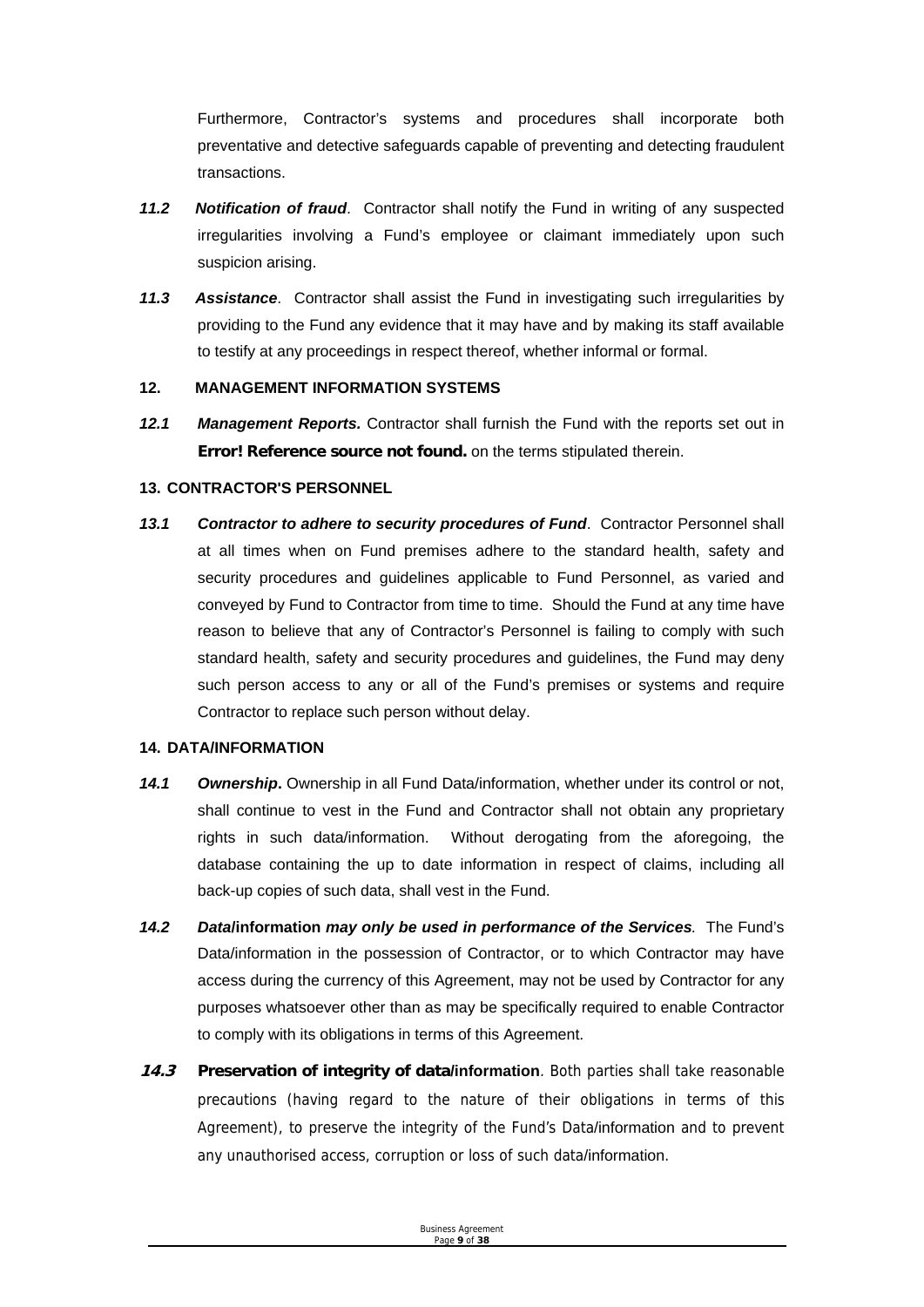Furthermore, Contractor's systems and procedures shall incorporate both preventative and detective safeguards capable of preventing and detecting fraudulent transactions.

***11.2 Notification of fraud***. Contractor shall notify the Fund in writing of any suspected irregularities involving a Fund's employee or claimant immediately upon such suspicion arising.

***11.3 Assistance***. Contractor shall assist the Fund in investigating such irregularities by providing to the Fund any evidence that it may have and by making its staff available to testify at any proceedings in respect thereof, whether informal or formal.

**12. MANAGEMENT INFORMATION SYSTEMS**

***12.1 Management Reports.*** Contractor shall furnish the Fund with the reports set out in **Error! Reference source not found.** on the terms stipulated therein.

**13. CONTRACTOR'S PERSONNEL**

***13.1 Contractor to adhere to security procedures of Fund***. Contractor Personnel shall at all times when on Fund premises adhere to the standard health, safety and security procedures and guidelines applicable to Fund Personnel, as varied and conveyed by Fund to Contractor from time to time. Should the Fund at any time have reason to believe that any of Contractor's Personnel is failing to comply with such standard health, safety and security procedures and guidelines, the Fund may deny such person access to any or all of the Fund's premises or systems and require Contractor to replace such person without delay.

**14. DATA/INFORMATION**

***14.1 Ownership*.** Ownership in all Fund Data/information, whether under its control or not, shall continue to vest in the Fund and Contractor shall not obtain any proprietary rights in such data/information. Without derogating from the aforegoing, the database containing the up to date information in respect of claims, including all back-up copies of such data, shall vest in the Fund.

***14.2 Data/*information *may only be used in performance of the Services***. The Fund's Data/information in the possession of Contractor, or to which Contractor may have access during the currency of this Agreement, may not be used by Contractor for any purposes whatsoever other than as may be specifically required to enable Contractor to comply with its obligations in terms of this Agreement.

***14.3* Preservation of integrity of data/information**. Both parties shall take reasonable precautions (having regard to the nature of their obligations in terms of this Agreement), to preserve the integrity of the Fund's Data/information and to prevent any unauthorised access, corruption or loss of such data/information.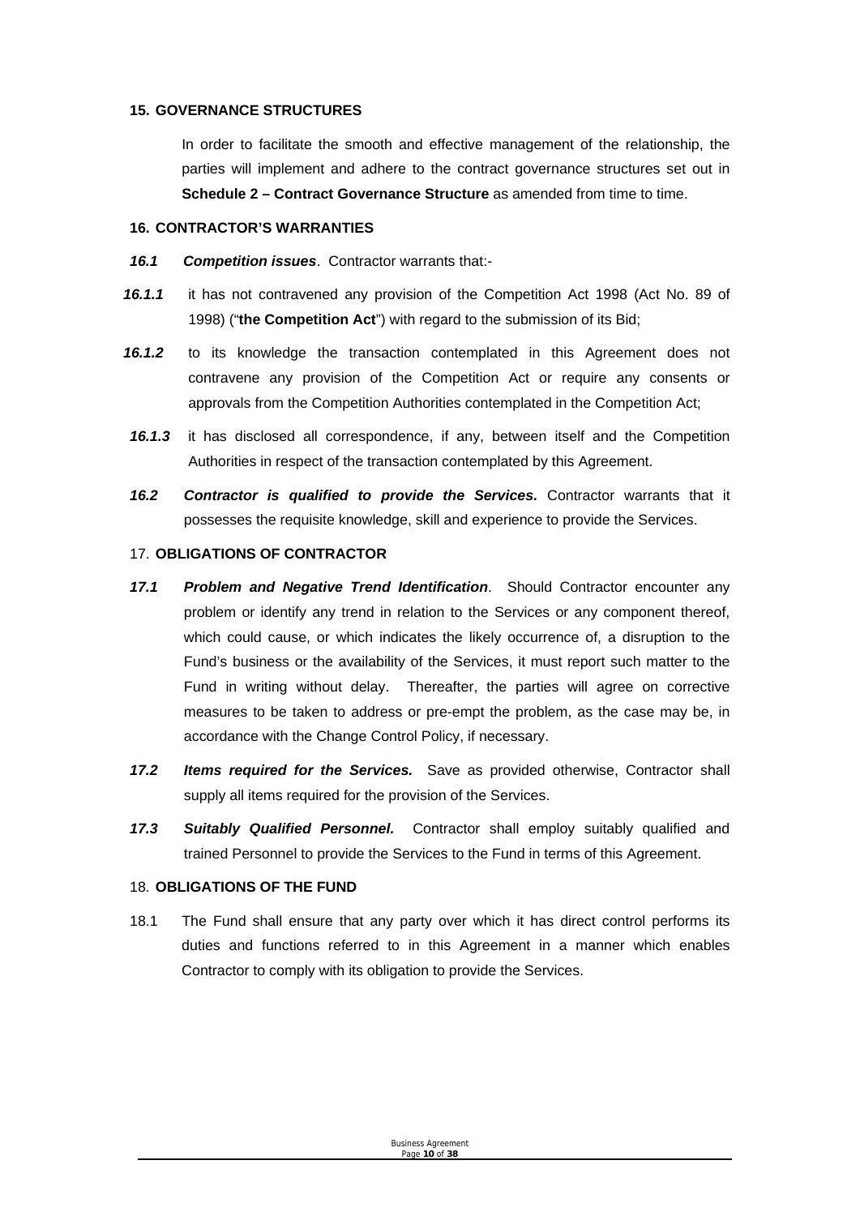## 15. GOVERNANCE STRUCTURES

In order to facilitate the smooth and effective management of the relationship, the parties will implement and adhere to the contract governance structures set out in **Schedule 2 – Contract Governance Structure** as amended from time to time.

## 16. CONTRACTOR'S WARRANTIES

***16.1*** ***Competition issues***. Contractor warrants that:-

***16.1.1*** it has not contravened any provision of the Competition Act 1998 (Act No. 89 of 1998) ("**the Competition Act**") with regard to the submission of its Bid;

***16.1.2*** to its knowledge the transaction contemplated in this Agreement does not contravene any provision of the Competition Act or require any consents or approvals from the Competition Authorities contemplated in the Competition Act;

***16.1.3*** it has disclosed all correspondence, if any, between itself and the Competition Authorities in respect of the transaction contemplated by this Agreement.

***16.2*** ***Contractor is qualified to provide the Services.*** Contractor warrants that it possesses the requisite knowledge, skill and experience to provide the Services.

## 17. OBLIGATIONS OF CONTRACTOR

***17.1*** ***Problem and Negative Trend Identification***. Should Contractor encounter any problem or identify any trend in relation to the Services or any component thereof, which could cause, or which indicates the likely occurrence of, a disruption to the Fund's business or the availability of the Services, it must report such matter to the Fund in writing without delay. Thereafter, the parties will agree on corrective measures to be taken to address or pre-empt the problem, as the case may be, in accordance with the Change Control Policy, if necessary.

***17.2*** ***Items required for the Services.*** Save as provided otherwise, Contractor shall supply all items required for the provision of the Services.

***17.3*** ***Suitably Qualified Personnel.*** Contractor shall employ suitably qualified and trained Personnel to provide the Services to the Fund in terms of this Agreement.

## 18. OBLIGATIONS OF THE FUND

18.1 The Fund shall ensure that any party over which it has direct control performs its duties and functions referred to in this Agreement in a manner which enables Contractor to comply with its obligation to provide the Services.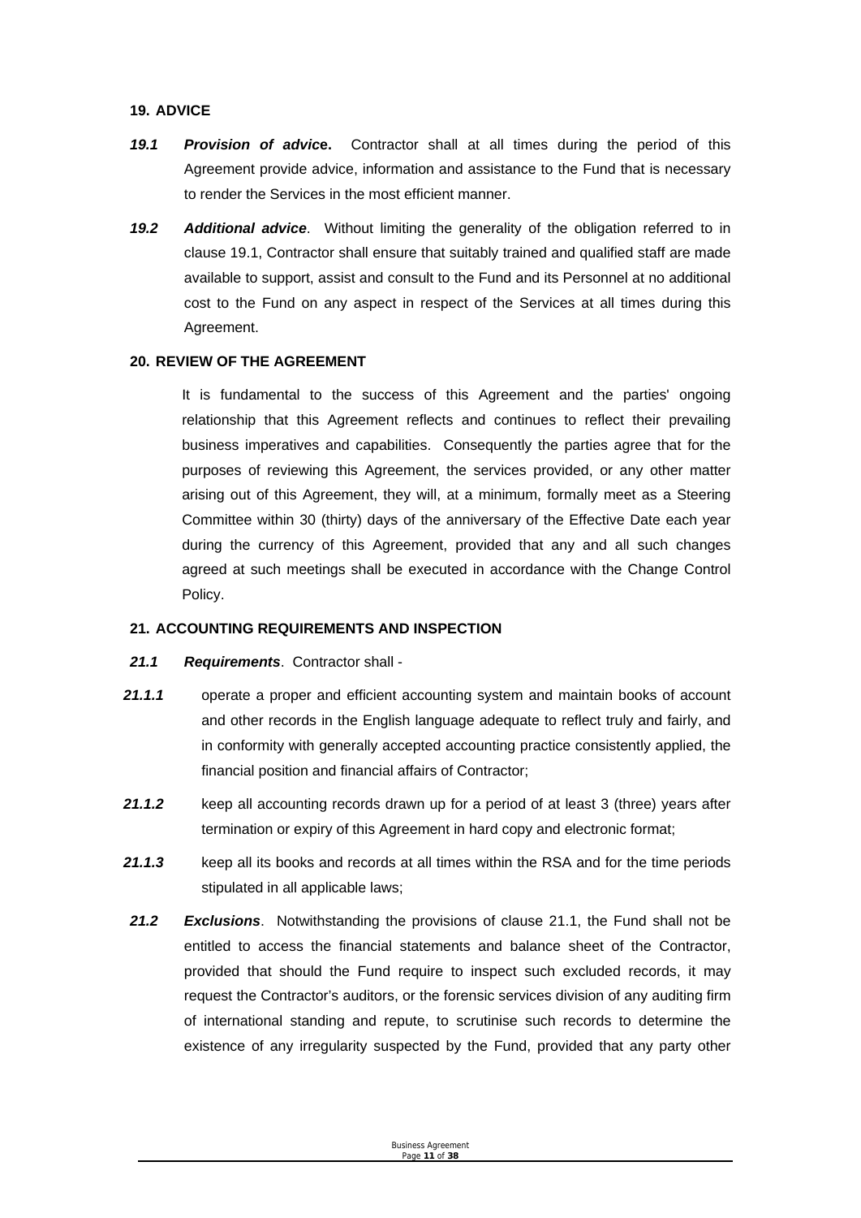## 19. ADVICE

***19.1*** ***Provision of advice.*** Contractor shall at all times during the period of this Agreement provide advice, information and assistance to the Fund that is necessary to render the Services in the most efficient manner.

***19.2*** ***Additional advice***. Without limiting the generality of the obligation referred to in clause 19.1, Contractor shall ensure that suitably trained and qualified staff are made available to support, assist and consult to the Fund and its Personnel at no additional cost to the Fund on any aspect in respect of the Services at all times during this Agreement.

## 20. REVIEW OF THE AGREEMENT

It is fundamental to the success of this Agreement and the parties' ongoing relationship that this Agreement reflects and continues to reflect their prevailing business imperatives and capabilities. Consequently the parties agree that for the purposes of reviewing this Agreement, the services provided, or any other matter arising out of this Agreement, they will, at a minimum, formally meet as a Steering Committee within 30 (thirty) days of the anniversary of the Effective Date each year during the currency of this Agreement, provided that any and all such changes agreed at such meetings shall be executed in accordance with the Change Control Policy.

## 21. ACCOUNTING REQUIREMENTS AND INSPECTION

***21.1*** ***Requirements***. Contractor shall -

***21.1.1*** operate a proper and efficient accounting system and maintain books of account and other records in the English language adequate to reflect truly and fairly, and in conformity with generally accepted accounting practice consistently applied, the financial position and financial affairs of Contractor;

***21.1.2*** keep all accounting records drawn up for a period of at least 3 (three) years after termination or expiry of this Agreement in hard copy and electronic format;

***21.1.3*** keep all its books and records at all times within the RSA and for the time periods stipulated in all applicable laws;

***21.2*** ***Exclusions***. Notwithstanding the provisions of clause 21.1, the Fund shall not be entitled to access the financial statements and balance sheet of the Contractor, provided that should the Fund require to inspect such excluded records, it may request the Contractor's auditors, or the forensic services division of any auditing firm of international standing and repute, to scrutinise such records to determine the existence of any irregularity suspected by the Fund, provided that any party other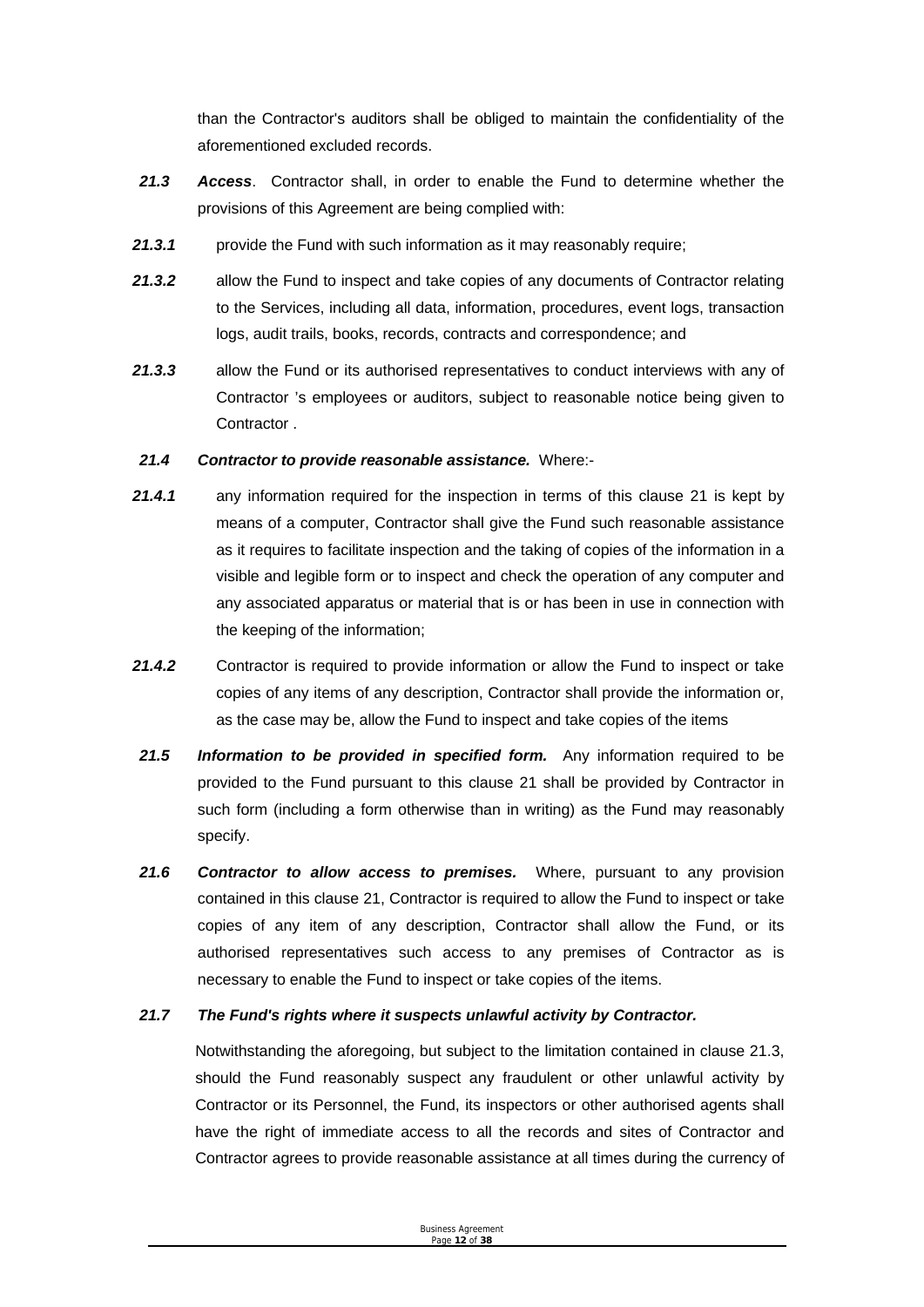than the Contractor's auditors shall be obliged to maintain the confidentiality of the aforementioned excluded records.

***21.3*** ***Access***. Contractor shall, in order to enable the Fund to determine whether the provisions of this Agreement are being complied with:

***21.3.1*** provide the Fund with such information as it may reasonably require;

***21.3.2*** allow the Fund to inspect and take copies of any documents of Contractor relating to the Services, including all data, information, procedures, event logs, transaction logs, audit trails, books, records, contracts and correspondence; and

***21.3.3*** allow the Fund or its authorised representatives to conduct interviews with any of Contractor 's employees or auditors, subject to reasonable notice being given to Contractor .

***21.4*** ***Contractor to provide reasonable assistance.*** Where:-

***21.4.1*** any information required for the inspection in terms of this clause 21 is kept by means of a computer, Contractor shall give the Fund such reasonable assistance as it requires to facilitate inspection and the taking of copies of the information in a visible and legible form or to inspect and check the operation of any computer and any associated apparatus or material that is or has been in use in connection with the keeping of the information;

***21.4.2*** Contractor is required to provide information or allow the Fund to inspect or take copies of any items of any description, Contractor shall provide the information or, as the case may be, allow the Fund to inspect and take copies of the items

***21.5*** ***Information to be provided in specified form.*** Any information required to be provided to the Fund pursuant to this clause 21 shall be provided by Contractor in such form (including a form otherwise than in writing) as the Fund may reasonably specify.

***21.6*** ***Contractor to allow access to premises.*** Where, pursuant to any provision contained in this clause 21, Contractor is required to allow the Fund to inspect or take copies of any item of any description, Contractor shall allow the Fund, or its authorised representatives such access to any premises of Contractor as is necessary to enable the Fund to inspect or take copies of the items.

***21.7*** ***The Fund's rights where it suspects unlawful activity by Contractor.***

Notwithstanding the aforegoing, but subject to the limitation contained in clause 21.3, should the Fund reasonably suspect any fraudulent or other unlawful activity by Contractor or its Personnel, the Fund, its inspectors or other authorised agents shall have the right of immediate access to all the records and sites of Contractor and Contractor agrees to provide reasonable assistance at all times during the currency of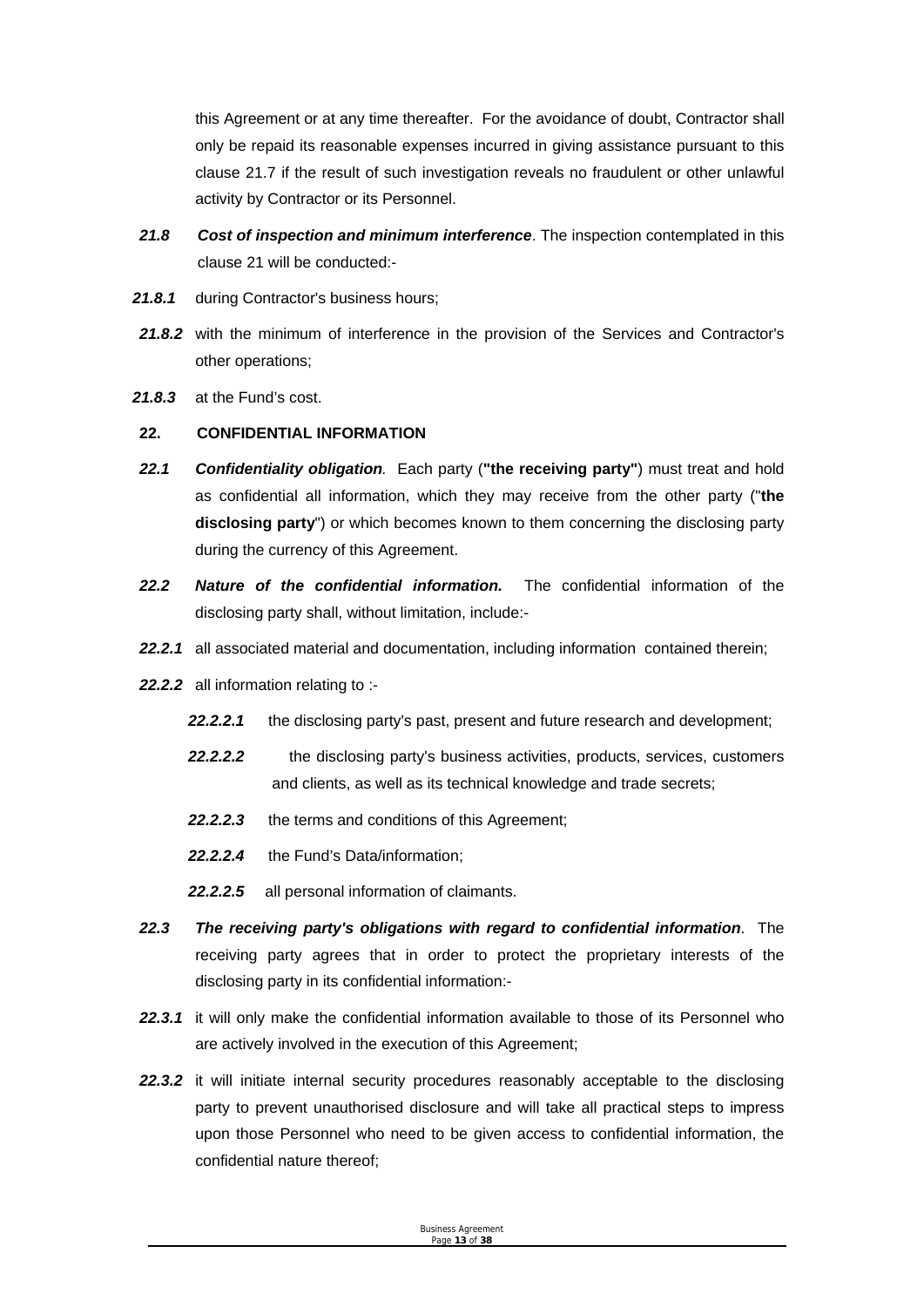this Agreement or at any time thereafter. For the avoidance of doubt, Contractor shall only be repaid its reasonable expenses incurred in giving assistance pursuant to this clause 21.7 if the result of such investigation reveals no fraudulent or other unlawful activity by Contractor or its Personnel.

***21.8*** ***Cost of inspection and minimum interference***. The inspection contemplated in this clause 21 will be conducted:-

***21.8.1*** during Contractor's business hours;

***21.8.2*** with the minimum of interference in the provision of the Services and Contractor's other operations;

***21.8.3*** at the Fund's cost.

**22. CONFIDENTIAL INFORMATION**

***22.1*** ***Confidentiality obligation****.* Each party (**"the receiving party"**) must treat and hold as confidential all information, which they may receive from the other party ("**the disclosing party**") or which becomes known to them concerning the disclosing party during the currency of this Agreement.

***22.2*** ***Nature of the confidential information.*** The confidential information of the disclosing party shall, without limitation, include:-

***22.2.1*** all associated material and documentation, including information contained therein;

***22.2.2*** all information relating to :-

***22.2.2.1*** the disclosing party's past, present and future research and development;

***22.2.2.2*** the disclosing party's business activities, products, services, customers and clients, as well as its technical knowledge and trade secrets;

***22.2.2.3*** the terms and conditions of this Agreement;

***22.2.2.4*** the Fund's Data/information;

***22.2.2.5*** all personal information of claimants.

***22.3*** ***The receiving party's obligations with regard to confidential information***. The receiving party agrees that in order to protect the proprietary interests of the disclosing party in its confidential information:-

***22.3.1*** it will only make the confidential information available to those of its Personnel who are actively involved in the execution of this Agreement;

***22.3.2*** it will initiate internal security procedures reasonably acceptable to the disclosing party to prevent unauthorised disclosure and will take all practical steps to impress upon those Personnel who need to be given access to confidential information, the confidential nature thereof;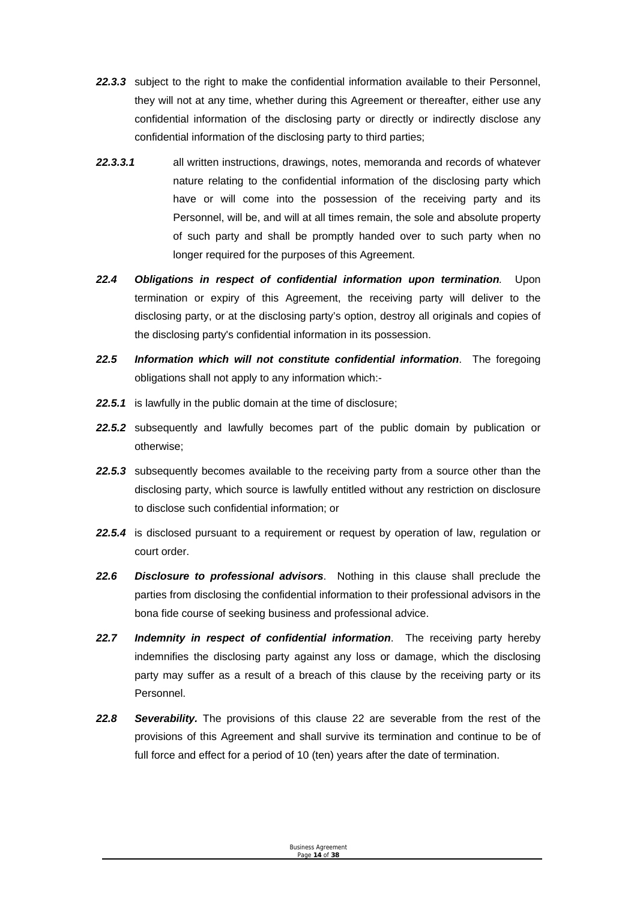***22.3.3*** subject to the right to make the confidential information available to their Personnel, they will not at any time, whether during this Agreement or thereafter, either use any confidential information of the disclosing party or directly or indirectly disclose any confidential information of the disclosing party to third parties;

***22.3.3.1*** all written instructions, drawings, notes, memoranda and records of whatever nature relating to the confidential information of the disclosing party which have or will come into the possession of the receiving party and its Personnel, will be, and will at all times remain, the sole and absolute property of such party and shall be promptly handed over to such party when no longer required for the purposes of this Agreement.

***22.4*** ***Obligations in respect of confidential information upon termination***. Upon termination or expiry of this Agreement, the receiving party will deliver to the disclosing party, or at the disclosing party's option, destroy all originals and copies of the disclosing party's confidential information in its possession.

***22.5*** ***Information which will not constitute confidential information***. The foregoing obligations shall not apply to any information which:-

***22.5.1*** is lawfully in the public domain at the time of disclosure;

***22.5.2*** subsequently and lawfully becomes part of the public domain by publication or otherwise;

***22.5.3*** subsequently becomes available to the receiving party from a source other than the disclosing party, which source is lawfully entitled without any restriction on disclosure to disclose such confidential information; or

***22.5.4*** is disclosed pursuant to a requirement or request by operation of law, regulation or court order.

***22.6*** ***Disclosure to professional advisors***. Nothing in this clause shall preclude the parties from disclosing the confidential information to their professional advisors in the bona fide course of seeking business and professional advice.

***22.7*** ***Indemnity in respect of confidential information***. The receiving party hereby indemnifies the disclosing party against any loss or damage, which the disclosing party may suffer as a result of a breach of this clause by the receiving party or its Personnel.

***22.8*** ***Severability.*** The provisions of this clause 22 are severable from the rest of the provisions of this Agreement and shall survive its termination and continue to be of full force and effect for a period of 10 (ten) years after the date of termination.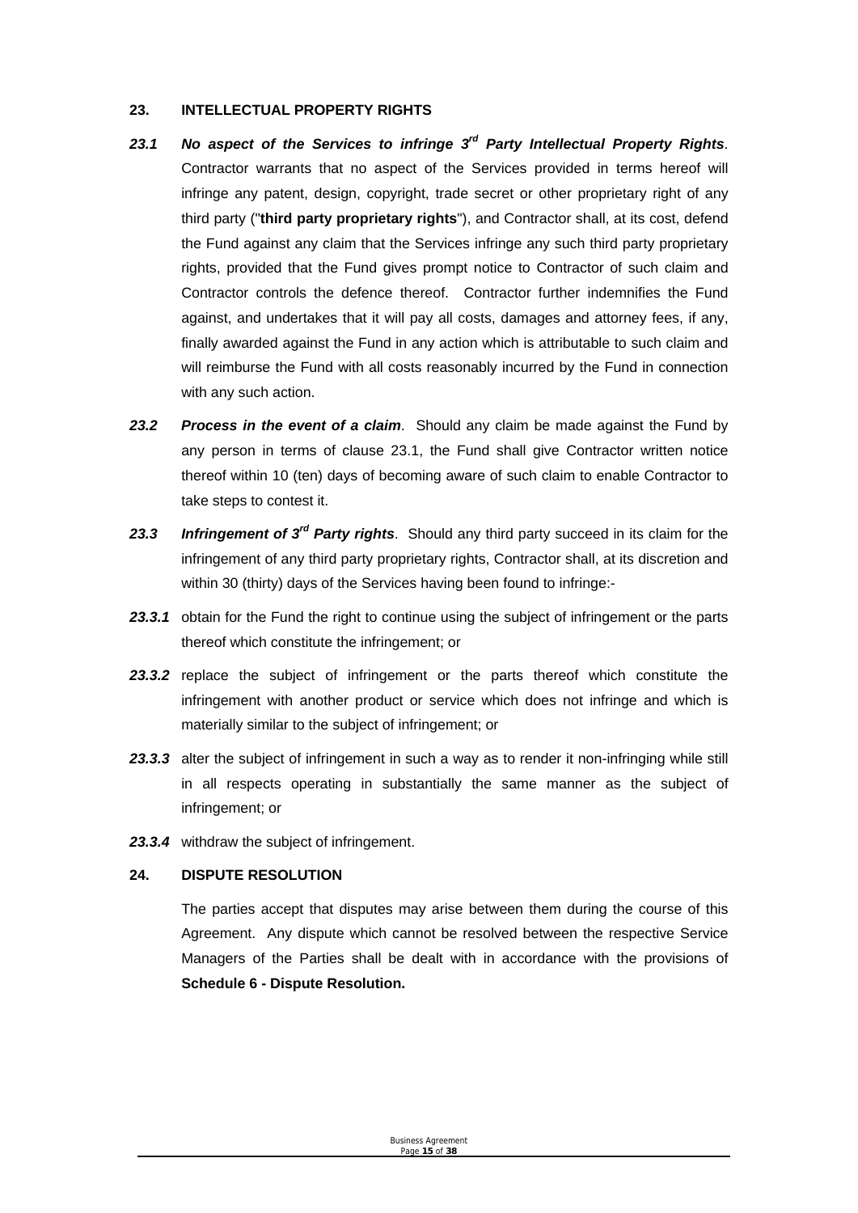## 23. INTELLECTUAL PROPERTY RIGHTS

***23.1 No aspect of the Services to infringe 3rd Party Intellectual Property Rights***. Contractor warrants that no aspect of the Services provided in terms hereof will infringe any patent, design, copyright, trade secret or other proprietary right of any third party ("**third party proprietary rights**"), and Contractor shall, at its cost, defend the Fund against any claim that the Services infringe any such third party proprietary rights, provided that the Fund gives prompt notice to Contractor of such claim and Contractor controls the defence thereof. Contractor further indemnifies the Fund against, and undertakes that it will pay all costs, damages and attorney fees, if any, finally awarded against the Fund in any action which is attributable to such claim and will reimburse the Fund with all costs reasonably incurred by the Fund in connection with any such action.

***23.2 Process in the event of a claim***. Should any claim be made against the Fund by any person in terms of clause 23.1, the Fund shall give Contractor written notice thereof within 10 (ten) days of becoming aware of such claim to enable Contractor to take steps to contest it.

***23.3 Infringement of 3rd Party rights***. Should any third party succeed in its claim for the infringement of any third party proprietary rights, Contractor shall, at its discretion and within 30 (thirty) days of the Services having been found to infringe:-

***23.3.1*** obtain for the Fund the right to continue using the subject of infringement or the parts thereof which constitute the infringement; or

***23.3.2*** replace the subject of infringement or the parts thereof which constitute the infringement with another product or service which does not infringe and which is materially similar to the subject of infringement; or

***23.3.3*** alter the subject of infringement in such a way as to render it non-infringing while still in all respects operating in substantially the same manner as the subject of infringement; or

***23.3.4*** withdraw the subject of infringement.

## 24. DISPUTE RESOLUTION

The parties accept that disputes may arise between them during the course of this Agreement. Any dispute which cannot be resolved between the respective Service Managers of the Parties shall be dealt with in accordance with the provisions of **Schedule 6 - Dispute Resolution.**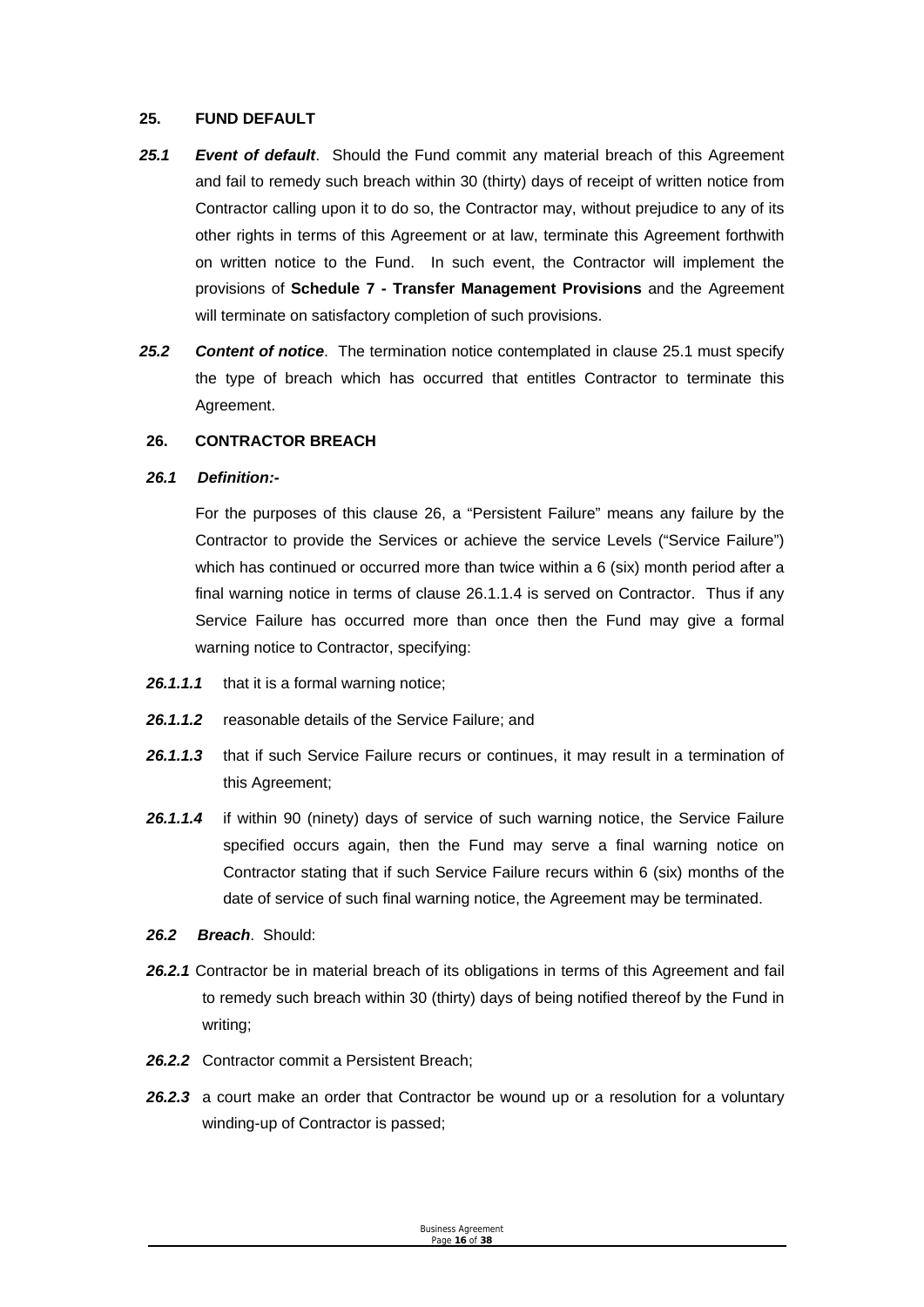## 25. FUND DEFAULT

***25.1*** ***Event of default***. Should the Fund commit any material breach of this Agreement and fail to remedy such breach within 30 (thirty) days of receipt of written notice from Contractor calling upon it to do so, the Contractor may, without prejudice to any of its other rights in terms of this Agreement or at law, terminate this Agreement forthwith on written notice to the Fund. In such event, the Contractor will implement the provisions of **Schedule 7 - Transfer Management Provisions** and the Agreement will terminate on satisfactory completion of such provisions.

***25.2*** ***Content of notice***. The termination notice contemplated in clause 25.1 must specify the type of breach which has occurred that entitles Contractor to terminate this Agreement.

## 26. CONTRACTOR BREACH

***26.1*** ***Definition:-***

For the purposes of this clause 26, a "Persistent Failure" means any failure by the Contractor to provide the Services or achieve the service Levels ("Service Failure") which has continued or occurred more than twice within a 6 (six) month period after a final warning notice in terms of clause 26.1.1.4 is served on Contractor. Thus if any Service Failure has occurred more than once then the Fund may give a formal warning notice to Contractor, specifying:

***26.1.1.1*** that it is a formal warning notice;

***26.1.1.2*** reasonable details of the Service Failure; and

***26.1.1.3*** that if such Service Failure recurs or continues, it may result in a termination of this Agreement;

***26.1.1.4*** if within 90 (ninety) days of service of such warning notice, the Service Failure specified occurs again, then the Fund may serve a final warning notice on Contractor stating that if such Service Failure recurs within 6 (six) months of the date of service of such final warning notice, the Agreement may be terminated.

***26.2*** ***Breach***. Should:

***26.2.1*** Contractor be in material breach of its obligations in terms of this Agreement and fail to remedy such breach within 30 (thirty) days of being notified thereof by the Fund in writing;

***26.2.2*** Contractor commit a Persistent Breach;

***26.2.3*** a court make an order that Contractor be wound up or a resolution for a voluntary winding-up of Contractor is passed;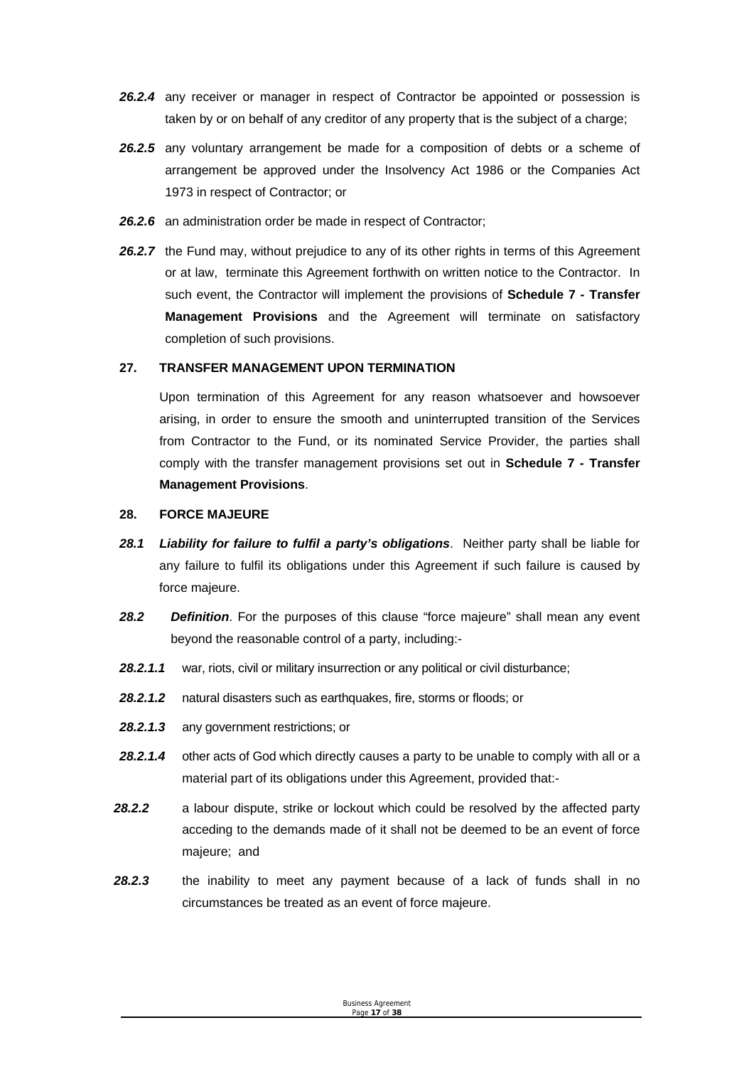***26.2.4*** any receiver or manager in respect of Contractor be appointed or possession is taken by or on behalf of any creditor of any property that is the subject of a charge;

***26.2.5*** any voluntary arrangement be made for a composition of debts or a scheme of arrangement be approved under the Insolvency Act 1986 or the Companies Act 1973 in respect of Contractor; or

***26.2.6*** an administration order be made in respect of Contractor;

***26.2.7*** the Fund may, without prejudice to any of its other rights in terms of this Agreement or at law, terminate this Agreement forthwith on written notice to the Contractor. In such event, the Contractor will implement the provisions of **Schedule 7 - Transfer Management Provisions** and the Agreement will terminate on satisfactory completion of such provisions.

**27. TRANSFER MANAGEMENT UPON TERMINATION**

Upon termination of this Agreement for any reason whatsoever and howsoever arising, in order to ensure the smooth and uninterrupted transition of the Services from Contractor to the Fund, or its nominated Service Provider, the parties shall comply with the transfer management provisions set out in **Schedule 7 - Transfer Management Provisions**.

**28. FORCE MAJEURE**

***28.1*** ***Liability for failure to fulfil a party's obligations***. Neither party shall be liable for any failure to fulfil its obligations under this Agreement if such failure is caused by force majeure.

***28.2*** ***Definition***. For the purposes of this clause "force majeure" shall mean any event beyond the reasonable control of a party, including:-

***28.2.1.1*** war, riots, civil or military insurrection or any political or civil disturbance;

***28.2.1.2*** natural disasters such as earthquakes, fire, storms or floods; or

***28.2.1.3*** any government restrictions; or

***28.2.1.4*** other acts of God which directly causes a party to be unable to comply with all or a material part of its obligations under this Agreement, provided that:-

***28.2.2*** a labour dispute, strike or lockout which could be resolved by the affected party acceding to the demands made of it shall not be deemed to be an event of force majeure; and

***28.2.3*** the inability to meet any payment because of a lack of funds shall in no circumstances be treated as an event of force majeure.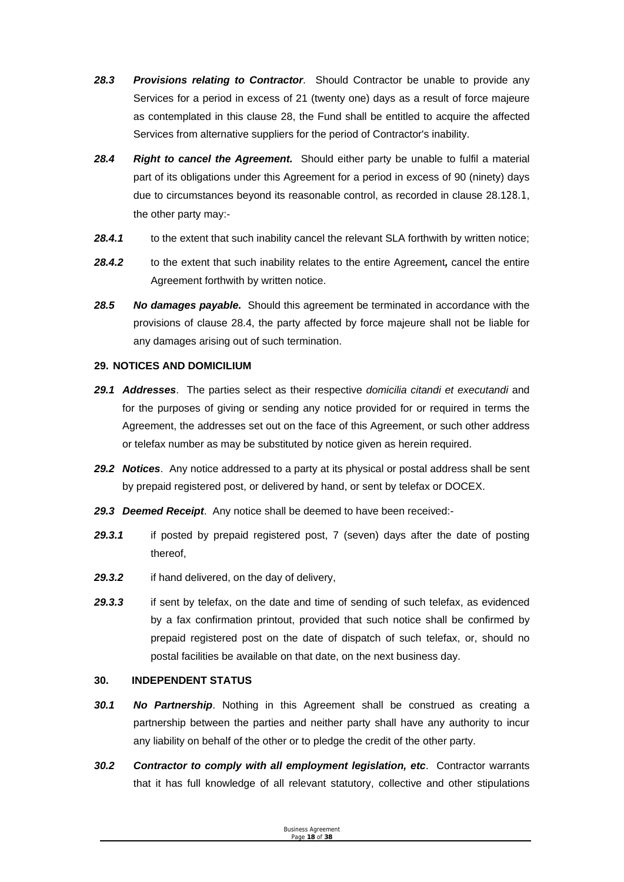**_28.3_** ***Provisions relating to Contractor***. Should Contractor be unable to provide any Services for a period in excess of 21 (twenty one) days as a result of force majeure as contemplated in this clause 28, the Fund shall be entitled to acquire the affected Services from alternative suppliers for the period of Contractor's inability.

**_28.4_** ***Right to cancel the Agreement.*** Should either party be unable to fulfil a material part of its obligations under this Agreement for a period in excess of 90 (ninety) days due to circumstances beyond its reasonable control, as recorded in clause 28.128.1, the other party may:-

**_28.4.1_** to the extent that such inability cancel the relevant SLA forthwith by written notice;

**_28.4.2_** to the extent that such inability relates to the entire Agreement*,* cancel the entire Agreement forthwith by written notice.

**_28.5_** ***No damages payable.*** Should this agreement be terminated in accordance with the provisions of clause 28.4, the party affected by force majeure shall not be liable for any damages arising out of such termination.

**29. NOTICES AND DOMICILIUM**

**_29.1_** ***Addresses***. The parties select as their respective *domicilia citandi et executandi* and for the purposes of giving or sending any notice provided for or required in terms the Agreement, the addresses set out on the face of this Agreement, or such other address or telefax number as may be substituted by notice given as herein required.

**_29.2_** ***Notices***. Any notice addressed to a party at its physical or postal address shall be sent by prepaid registered post, or delivered by hand, or sent by telefax or DOCEX.

**_29.3_** ***Deemed Receipt***. Any notice shall be deemed to have been received:-

**_29.3.1_** if posted by prepaid registered post, 7 (seven) days after the date of posting thereof,

**_29.3.2_** if hand delivered, on the day of delivery,

**_29.3.3_** if sent by telefax, on the date and time of sending of such telefax, as evidenced by a fax confirmation printout, provided that such notice shall be confirmed by prepaid registered post on the date of dispatch of such telefax, or, should no postal facilities be available on that date, on the next business day.

**30. INDEPENDENT STATUS**

**_30.1_** ***No Partnership***. Nothing in this Agreement shall be construed as creating a partnership between the parties and neither party shall have any authority to incur any liability on behalf of the other or to pledge the credit of the other party.

**_30.2_** ***Contractor to comply with all employment legislation, etc***. Contractor warrants that it has full knowledge of all relevant statutory, collective and other stipulations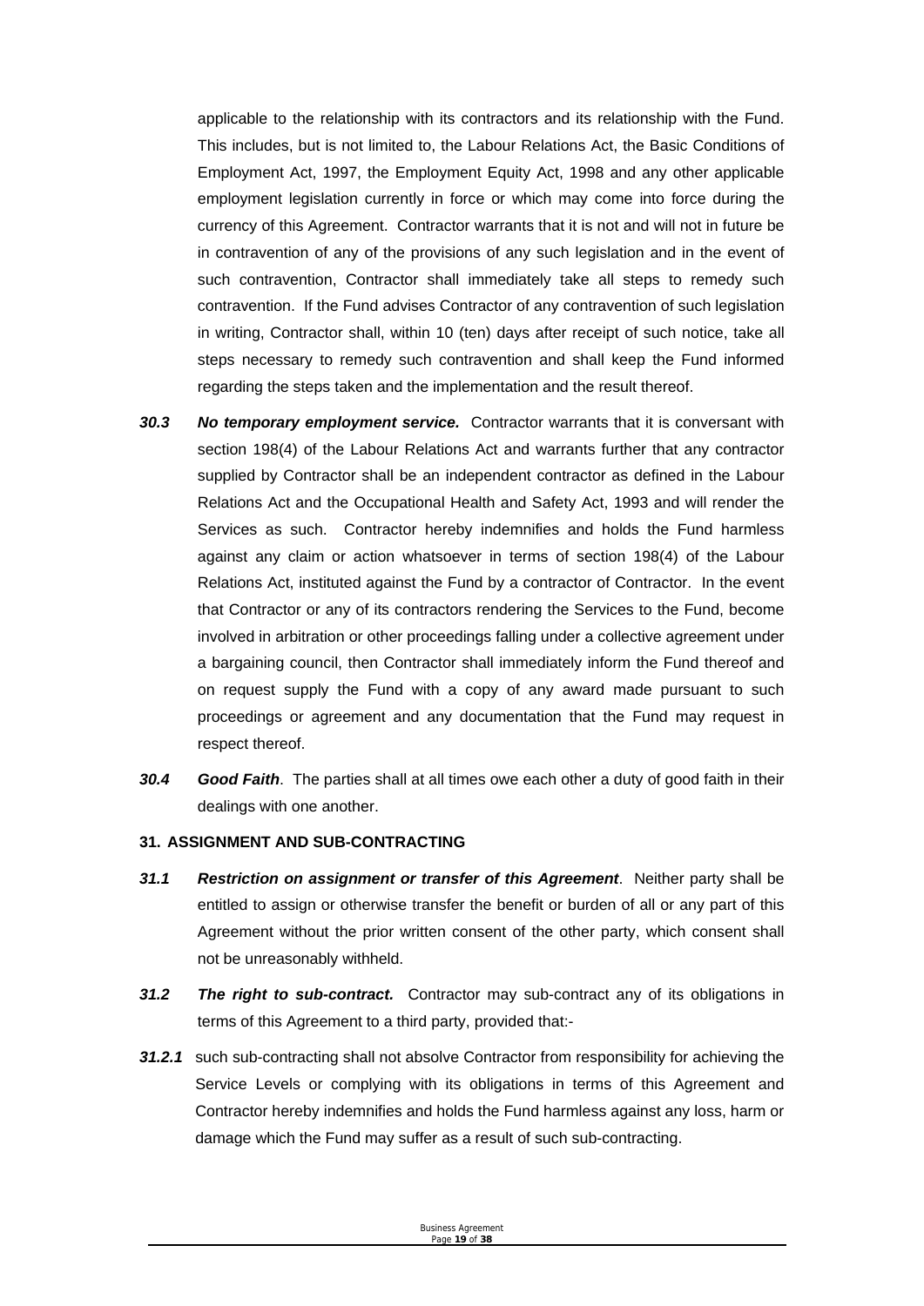applicable to the relationship with its contractors and its relationship with the Fund. This includes, but is not limited to, the Labour Relations Act, the Basic Conditions of Employment Act, 1997, the Employment Equity Act, 1998 and any other applicable employment legislation currently in force or which may come into force during the currency of this Agreement. Contractor warrants that it is not and will not in future be in contravention of any of the provisions of any such legislation and in the event of such contravention, Contractor shall immediately take all steps to remedy such contravention. If the Fund advises Contractor of any contravention of such legislation in writing, Contractor shall, within 10 (ten) days after receipt of such notice, take all steps necessary to remedy such contravention and shall keep the Fund informed regarding the steps taken and the implementation and the result thereof.

***30.3*** ***No temporary employment service.*** Contractor warrants that it is conversant with section 198(4) of the Labour Relations Act and warrants further that any contractor supplied by Contractor shall be an independent contractor as defined in the Labour Relations Act and the Occupational Health and Safety Act, 1993 and will render the Services as such. Contractor hereby indemnifies and holds the Fund harmless against any claim or action whatsoever in terms of section 198(4) of the Labour Relations Act, instituted against the Fund by a contractor of Contractor. In the event that Contractor or any of its contractors rendering the Services to the Fund, become involved in arbitration or other proceedings falling under a collective agreement under a bargaining council, then Contractor shall immediately inform the Fund thereof and on request supply the Fund with a copy of any award made pursuant to such proceedings or agreement and any documentation that the Fund may request in respect thereof.

***30.4*** ***Good Faith***. The parties shall at all times owe each other a duty of good faith in their dealings with one another.

**31. ASSIGNMENT AND SUB-CONTRACTING**

***31.1*** ***Restriction on assignment or transfer of this Agreement***. Neither party shall be entitled to assign or otherwise transfer the benefit or burden of all or any part of this Agreement without the prior written consent of the other party, which consent shall not be unreasonably withheld.

***31.2*** ***The right to sub-contract.*** Contractor may sub-contract any of its obligations in terms of this Agreement to a third party, provided that:-

***31.2.1*** such sub-contracting shall not absolve Contractor from responsibility for achieving the Service Levels or complying with its obligations in terms of this Agreement and Contractor hereby indemnifies and holds the Fund harmless against any loss, harm or damage which the Fund may suffer as a result of such sub-contracting.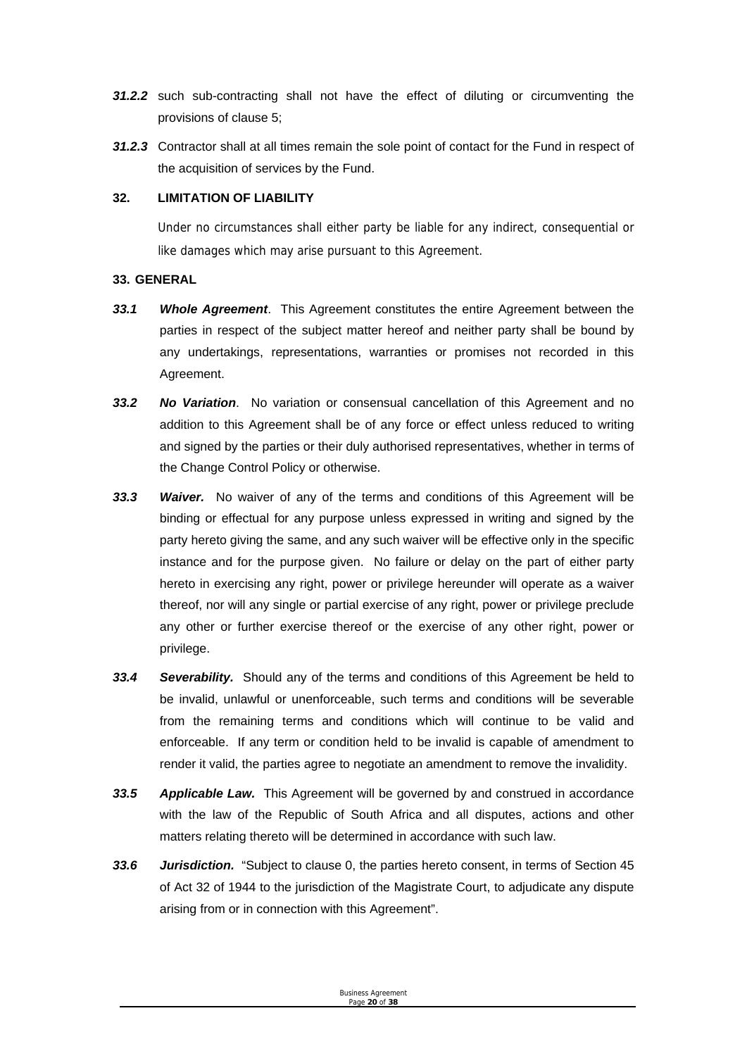***31.2.2*** such sub-contracting shall not have the effect of diluting or circumventing the provisions of clause 5;

***31.2.3*** Contractor shall at all times remain the sole point of contact for the Fund in respect of the acquisition of services by the Fund.

**32. LIMITATION OF LIABILITY**

Under no circumstances shall either party be liable for any indirect, consequential or like damages which may arise pursuant to this Agreement.

**33. GENERAL**

***33.1*** ***Whole Agreement***. This Agreement constitutes the entire Agreement between the parties in respect of the subject matter hereof and neither party shall be bound by any undertakings, representations, warranties or promises not recorded in this Agreement.

***33.2*** ***No Variation***. No variation or consensual cancellation of this Agreement and no addition to this Agreement shall be of any force or effect unless reduced to writing and signed by the parties or their duly authorised representatives, whether in terms of the Change Control Policy or otherwise.

***33.3*** ***Waiver.*** No waiver of any of the terms and conditions of this Agreement will be binding or effectual for any purpose unless expressed in writing and signed by the party hereto giving the same, and any such waiver will be effective only in the specific instance and for the purpose given. No failure or delay on the part of either party hereto in exercising any right, power or privilege hereunder will operate as a waiver thereof, nor will any single or partial exercise of any right, power or privilege preclude any other or further exercise thereof or the exercise of any other right, power or privilege.

***33.4*** ***Severability.*** Should any of the terms and conditions of this Agreement be held to be invalid, unlawful or unenforceable, such terms and conditions will be severable from the remaining terms and conditions which will continue to be valid and enforceable. If any term or condition held to be invalid is capable of amendment to render it valid, the parties agree to negotiate an amendment to remove the invalidity.

***33.5*** ***Applicable Law.*** This Agreement will be governed by and construed in accordance with the law of the Republic of South Africa and all disputes, actions and other matters relating thereto will be determined in accordance with such law.

***33.6*** ***Jurisdiction.*** "Subject to clause 0, the parties hereto consent, in terms of Section 45 of Act 32 of 1944 to the jurisdiction of the Magistrate Court, to adjudicate any dispute arising from or in connection with this Agreement".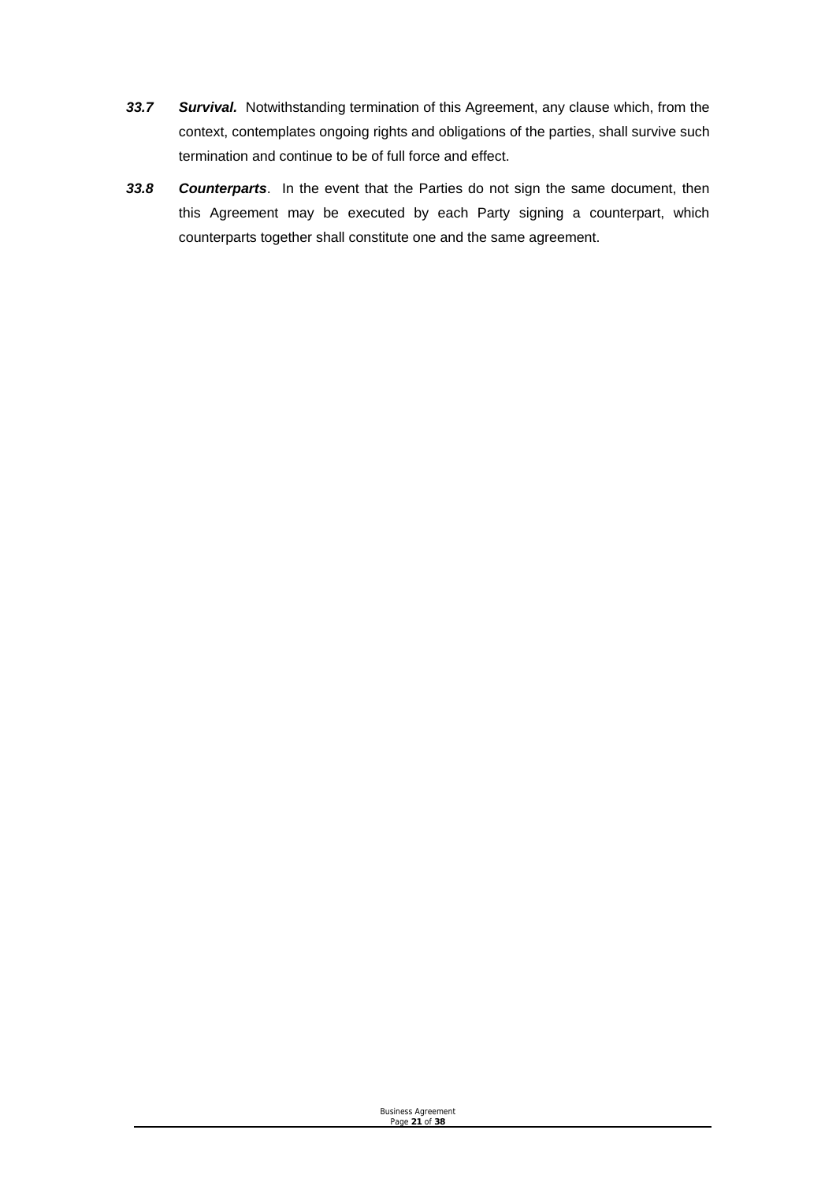***33.7*** ***Survival.*** Notwithstanding termination of this Agreement, any clause which, from the context, contemplates ongoing rights and obligations of the parties, shall survive such termination and continue to be of full force and effect.

***33.8*** ***Counterparts***. In the event that the Parties do not sign the same document, then this Agreement may be executed by each Party signing a counterpart, which counterparts together shall constitute one and the same agreement.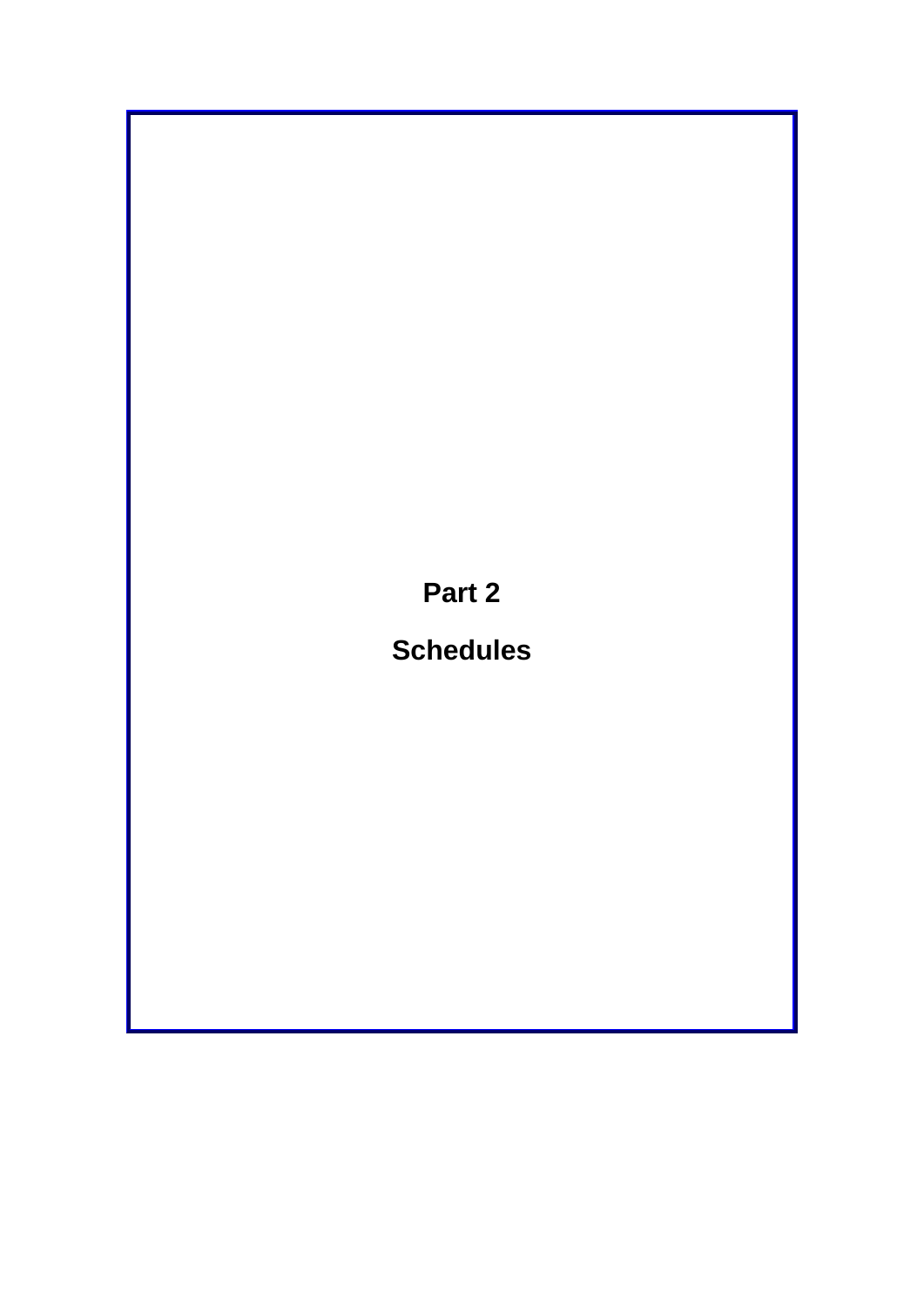# Part 2

# Schedules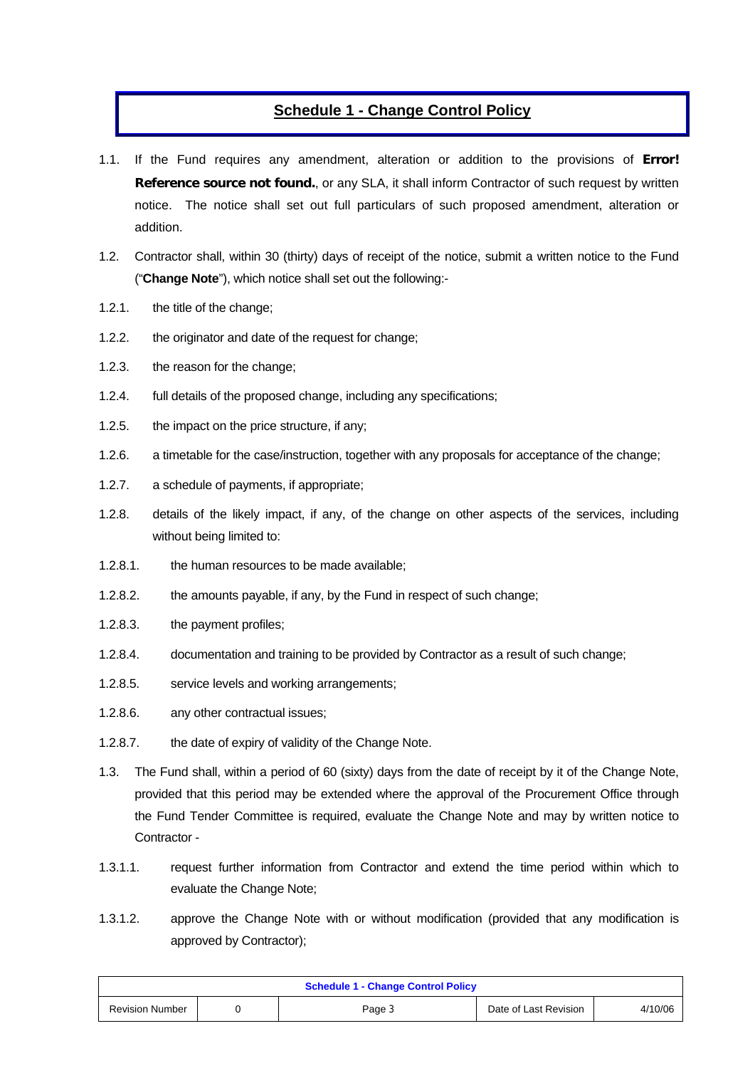## Schedule 1 - Change Control Policy

1.1. If the Fund requires any amendment, alteration or addition to the provisions of **Error! Reference source not found.**, or any SLA, it shall inform Contractor of such request by written notice. The notice shall set out full particulars of such proposed amendment, alteration or addition.

1.2. Contractor shall, within 30 (thirty) days of receipt of the notice, submit a written notice to the Fund ("**Change Note**"), which notice shall set out the following:-

1.2.1. the title of the change;

1.2.2. the originator and date of the request for change;

1.2.3. the reason for the change;

1.2.4. full details of the proposed change, including any specifications;

1.2.5. the impact on the price structure, if any;

1.2.6. a timetable for the case/instruction, together with any proposals for acceptance of the change;

1.2.7. a schedule of payments, if appropriate;

1.2.8. details of the likely impact, if any, of the change on other aspects of the services, including without being limited to:

1.2.8.1. the human resources to be made available;

1.2.8.2. the amounts payable, if any, by the Fund in respect of such change;

1.2.8.3. the payment profiles;

1.2.8.4. documentation and training to be provided by Contractor as a result of such change;

1.2.8.5. service levels and working arrangements;

1.2.8.6. any other contractual issues;

1.2.8.7. the date of expiry of validity of the Change Note.

1.3. The Fund shall, within a period of 60 (sixty) days from the date of receipt by it of the Change Note, provided that this period may be extended where the approval of the Procurement Office through the Fund Tender Committee is required, evaluate the Change Note and may by written notice to Contractor -

1.3.1.1. request further information from Contractor and extend the time period within which to evaluate the Change Note;

1.3.1.2. approve the Change Note with or without modification (provided that any modification is approved by Contractor);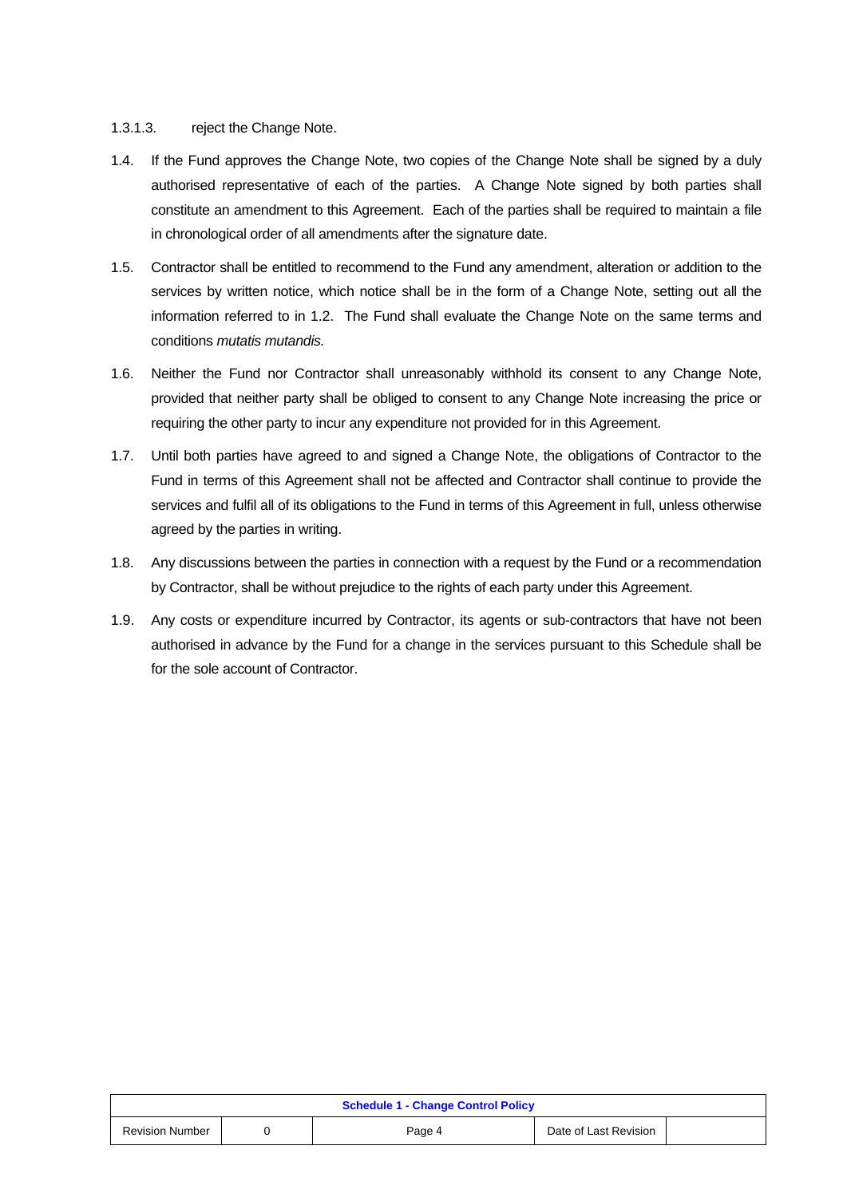1.3.1.3. reject the Change Note.

1.4. If the Fund approves the Change Note, two copies of the Change Note shall be signed by a duly authorised representative of each of the parties. A Change Note signed by both parties shall constitute an amendment to this Agreement. Each of the parties shall be required to maintain a file in chronological order of all amendments after the signature date.

1.5. Contractor shall be entitled to recommend to the Fund any amendment, alteration or addition to the services by written notice, which notice shall be in the form of a Change Note, setting out all the information referred to in 1.2. The Fund shall evaluate the Change Note on the same terms and conditions *mutatis mutandis.*

1.6. Neither the Fund nor Contractor shall unreasonably withhold its consent to any Change Note, provided that neither party shall be obliged to consent to any Change Note increasing the price or requiring the other party to incur any expenditure not provided for in this Agreement.

1.7. Until both parties have agreed to and signed a Change Note, the obligations of Contractor to the Fund in terms of this Agreement shall not be affected and Contractor shall continue to provide the services and fulfil all of its obligations to the Fund in terms of this Agreement in full, unless otherwise agreed by the parties in writing.

1.8. Any discussions between the parties in connection with a request by the Fund or a recommendation by Contractor, shall be without prejudice to the rights of each party under this Agreement.

1.9. Any costs or expenditure incurred by Contractor, its agents or sub-contractors that have not been authorised in advance by the Fund for a change in the services pursuant to this Schedule shall be for the sole account of Contractor.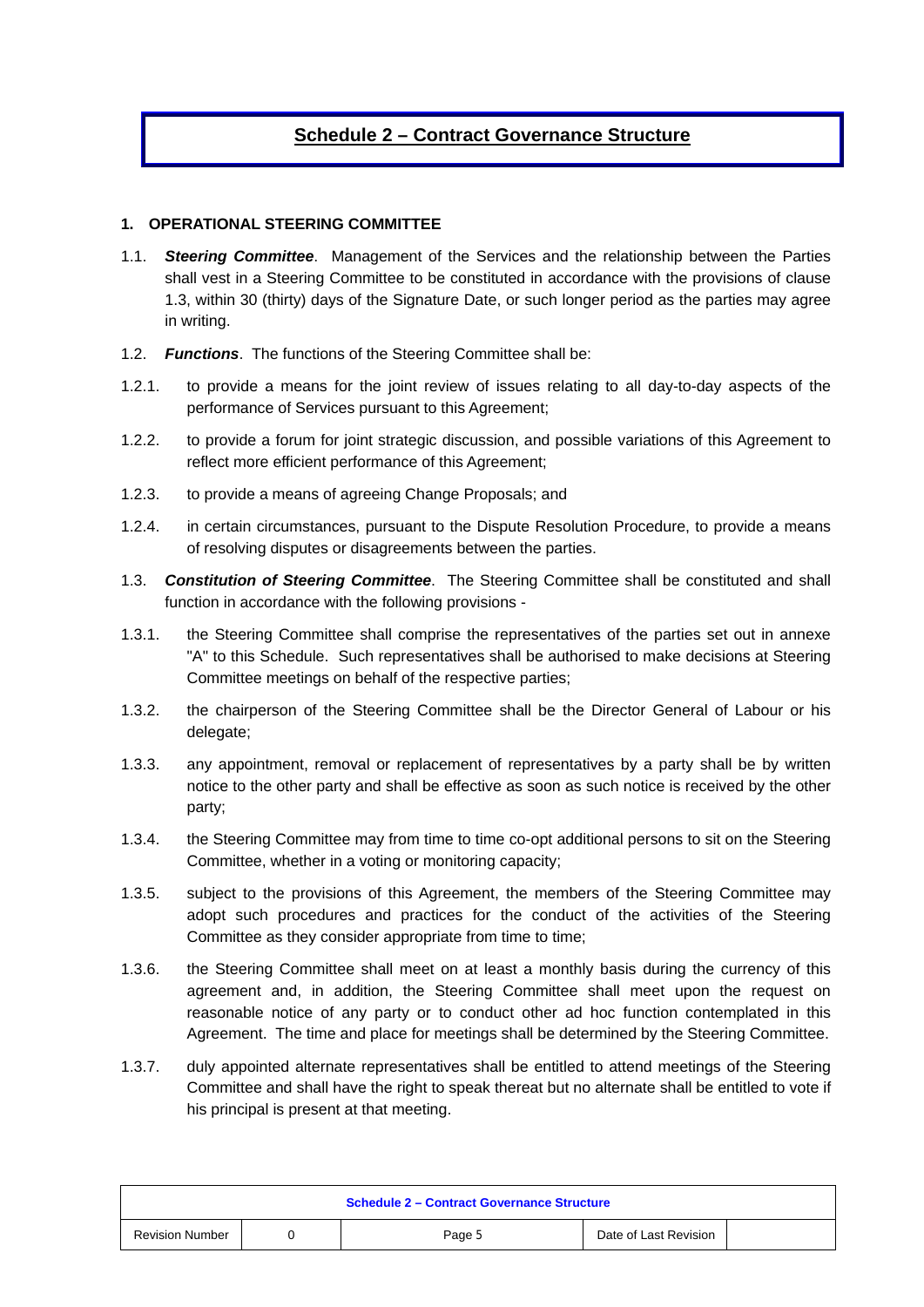# Schedule 2 – Contract Governance Structure

## 1. OPERATIONAL STEERING COMMITTEE

1.1. ***Steering Committee***. Management of the Services and the relationship between the Parties shall vest in a Steering Committee to be constituted in accordance with the provisions of clause 1.3, within 30 (thirty) days of the Signature Date, or such longer period as the parties may agree in writing.

1.2. ***Functions***. The functions of the Steering Committee shall be:

1.2.1. to provide a means for the joint review of issues relating to all day-to-day aspects of the performance of Services pursuant to this Agreement;

1.2.2. to provide a forum for joint strategic discussion, and possible variations of this Agreement to reflect more efficient performance of this Agreement;

1.2.3. to provide a means of agreeing Change Proposals; and

1.2.4. in certain circumstances, pursuant to the Dispute Resolution Procedure, to provide a means of resolving disputes or disagreements between the parties.

1.3. ***Constitution of Steering Committee***. The Steering Committee shall be constituted and shall function in accordance with the following provisions -

1.3.1. the Steering Committee shall comprise the representatives of the parties set out in annexe "A" to this Schedule. Such representatives shall be authorised to make decisions at Steering Committee meetings on behalf of the respective parties;

1.3.2. the chairperson of the Steering Committee shall be the Director General of Labour or his delegate;

1.3.3. any appointment, removal or replacement of representatives by a party shall be by written notice to the other party and shall be effective as soon as such notice is received by the other party;

1.3.4. the Steering Committee may from time to time co-opt additional persons to sit on the Steering Committee, whether in a voting or monitoring capacity;

1.3.5. subject to the provisions of this Agreement, the members of the Steering Committee may adopt such procedures and practices for the conduct of the activities of the Steering Committee as they consider appropriate from time to time;

1.3.6. the Steering Committee shall meet on at least a monthly basis during the currency of this agreement and, in addition, the Steering Committee shall meet upon the request on reasonable notice of any party or to conduct other ad hoc function contemplated in this Agreement. The time and place for meetings shall be determined by the Steering Committee.

1.3.7. duly appointed alternate representatives shall be entitled to attend meetings of the Steering Committee and shall have the right to speak thereat but no alternate shall be entitled to vote if his principal is present at that meeting.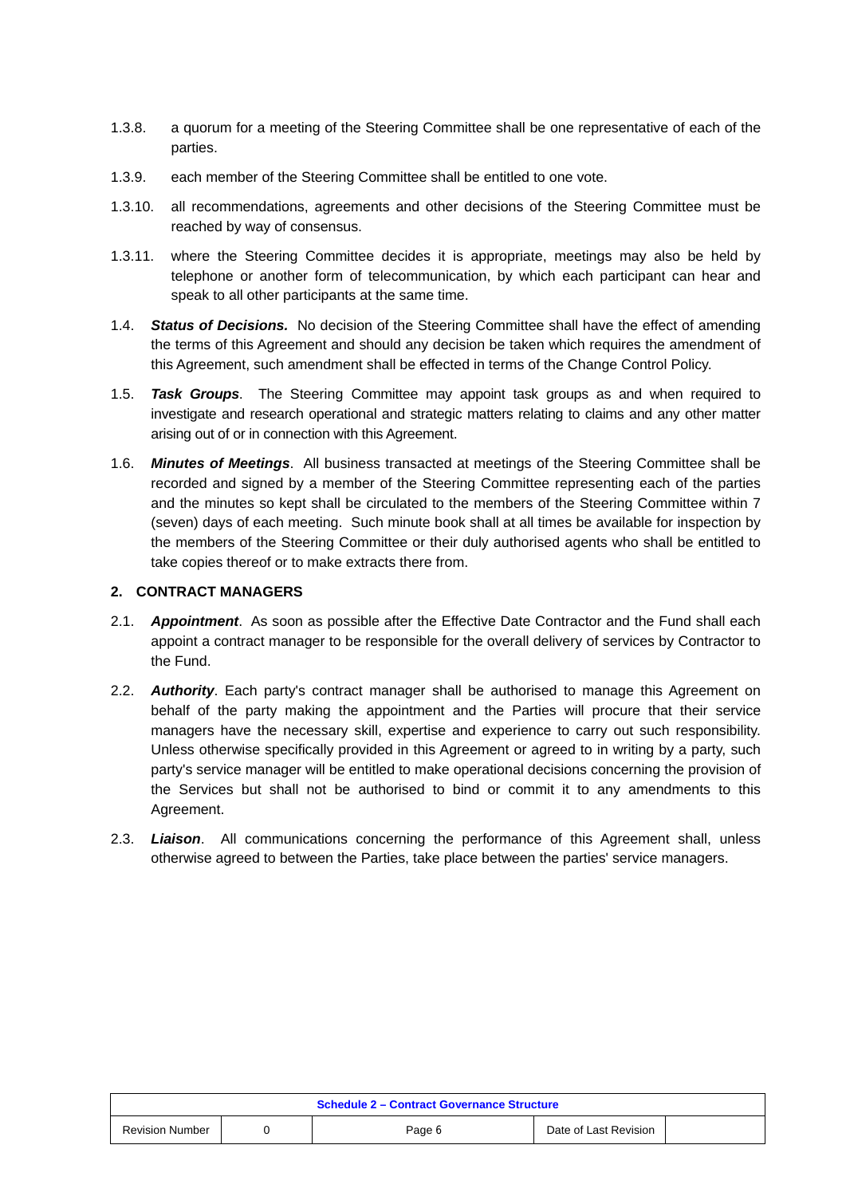1.3.8. a quorum for a meeting of the Steering Committee shall be one representative of each of the parties.

1.3.9. each member of the Steering Committee shall be entitled to one vote.

1.3.10. all recommendations, agreements and other decisions of the Steering Committee must be reached by way of consensus.

1.3.11. where the Steering Committee decides it is appropriate, meetings may also be held by telephone or another form of telecommunication, by which each participant can hear and speak to all other participants at the same time.

1.4. ***Status of Decisions.*** No decision of the Steering Committee shall have the effect of amending the terms of this Agreement and should any decision be taken which requires the amendment of this Agreement, such amendment shall be effected in terms of the Change Control Policy.

1.5. ***Task Groups***. The Steering Committee may appoint task groups as and when required to investigate and research operational and strategic matters relating to claims and any other matter arising out of or in connection with this Agreement.

1.6. ***Minutes of Meetings***. All business transacted at meetings of the Steering Committee shall be recorded and signed by a member of the Steering Committee representing each of the parties and the minutes so kept shall be circulated to the members of the Steering Committee within 7 (seven) days of each meeting. Such minute book shall at all times be available for inspection by the members of the Steering Committee or their duly authorised agents who shall be entitled to take copies thereof or to make extracts there from.

## 2. CONTRACT MANAGERS

2.1. ***Appointment***. As soon as possible after the Effective Date Contractor and the Fund shall each appoint a contract manager to be responsible for the overall delivery of services by Contractor to the Fund.

2.2. ***Authority***. Each party's contract manager shall be authorised to manage this Agreement on behalf of the party making the appointment and the Parties will procure that their service managers have the necessary skill, expertise and experience to carry out such responsibility. Unless otherwise specifically provided in this Agreement or agreed to in writing by a party, such party's service manager will be entitled to make operational decisions concerning the provision of the Services but shall not be authorised to bind or commit it to any amendments to this Agreement.

2.3. ***Liaison***. All communications concerning the performance of this Agreement shall, unless otherwise agreed to between the Parties, take place between the parties' service managers.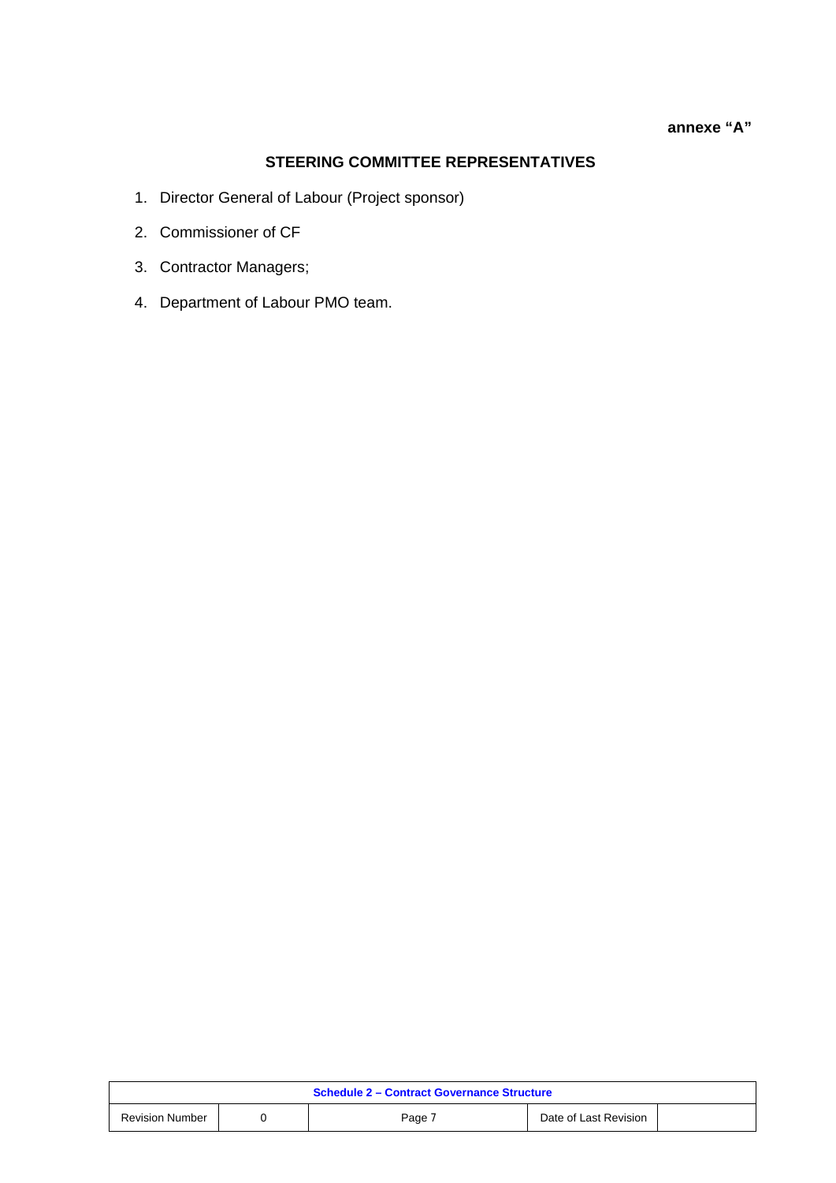**annexe "A"**

## STEERING COMMITTEE REPRESENTATIVES

1. Director General of Labour (Project sponsor)
2. Commissioner of CF
3. Contractor Managers;
4. Department of Labour PMO team.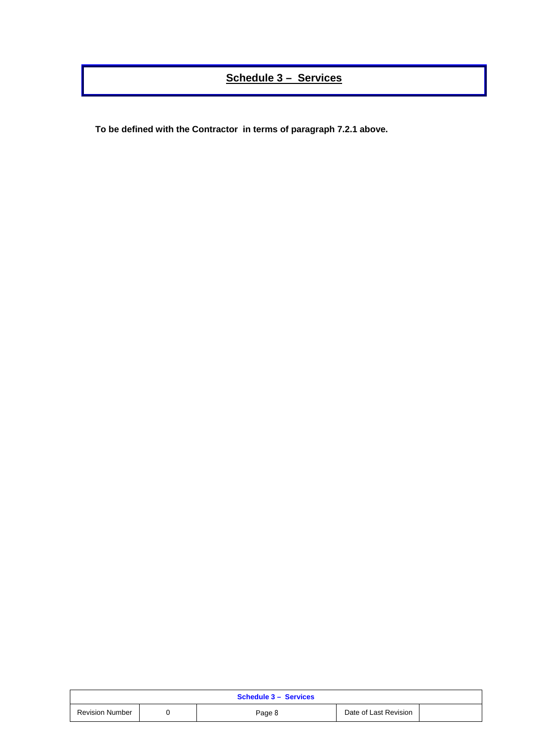# Schedule 3 – Services

**To be defined with the Contractor in terms of paragraph 7.2.1 above.**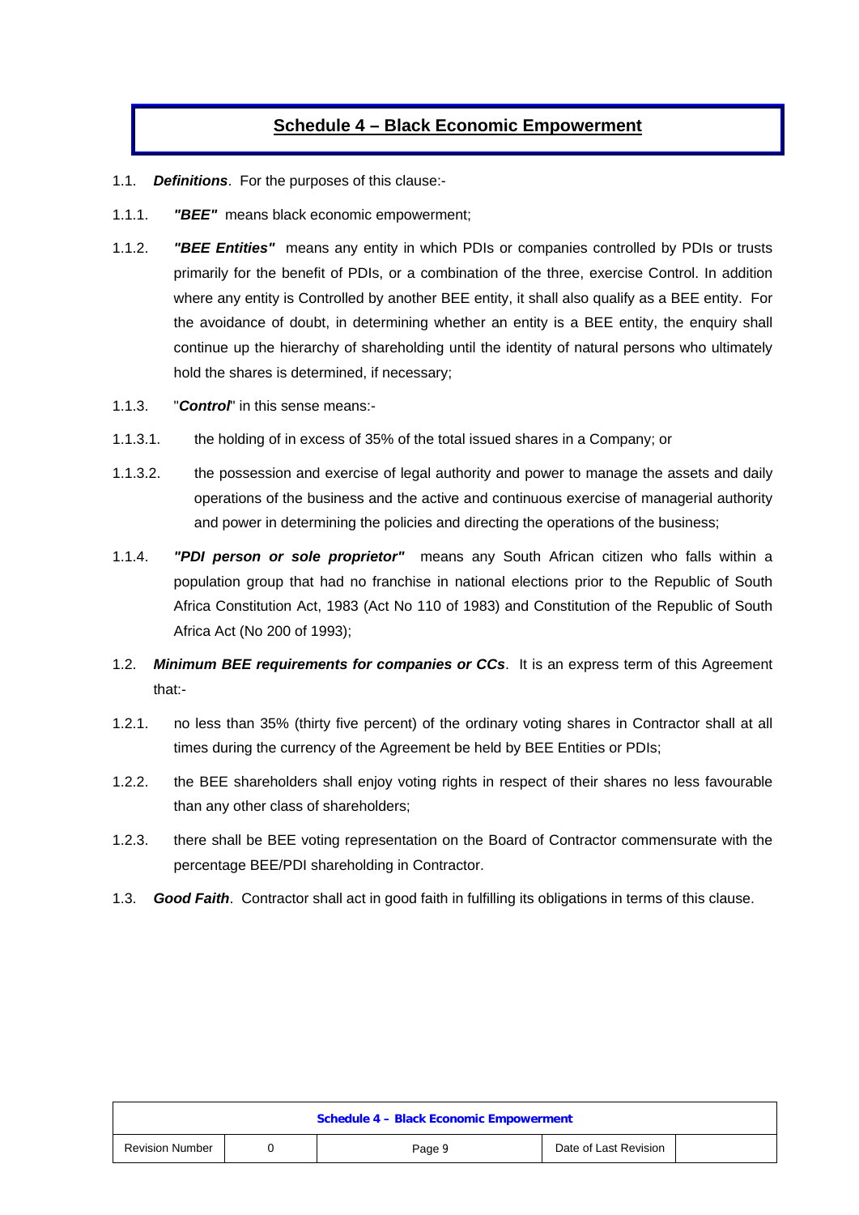## Schedule 4 – Black Economic Empowerment

1.1. ***Definitions***. For the purposes of this clause:-

1.1.1. ***"BEE"*** means black economic empowerment;

1.1.2. ***"BEE Entities"*** means any entity in which PDIs or companies controlled by PDIs or trusts primarily for the benefit of PDIs, or a combination of the three, exercise Control. In addition where any entity is Controlled by another BEE entity, it shall also qualify as a BEE entity. For the avoidance of doubt, in determining whether an entity is a BEE entity, the enquiry shall continue up the hierarchy of shareholding until the identity of natural persons who ultimately hold the shares is determined, if necessary;

1.1.3. "***Control***" in this sense means:-

1.1.3.1. the holding of in excess of 35% of the total issued shares in a Company; or

1.1.3.2. the possession and exercise of legal authority and power to manage the assets and daily operations of the business and the active and continuous exercise of managerial authority and power in determining the policies and directing the operations of the business;

1.1.4. ***"PDI person or sole proprietor"*** means any South African citizen who falls within a population group that had no franchise in national elections prior to the Republic of South Africa Constitution Act, 1983 (Act No 110 of 1983) and Constitution of the Republic of South Africa Act (No 200 of 1993);

1.2. ***Minimum BEE requirements for companies or CCs***. It is an express term of this Agreement that:-

1.2.1. no less than 35% (thirty five percent) of the ordinary voting shares in Contractor shall at all times during the currency of the Agreement be held by BEE Entities or PDIs;

1.2.2. the BEE shareholders shall enjoy voting rights in respect of their shares no less favourable than any other class of shareholders;

1.2.3. there shall be BEE voting representation on the Board of Contractor commensurate with the percentage BEE/PDI shareholding in Contractor.

1.3. ***Good Faith***. Contractor shall act in good faith in fulfilling its obligations in terms of this clause.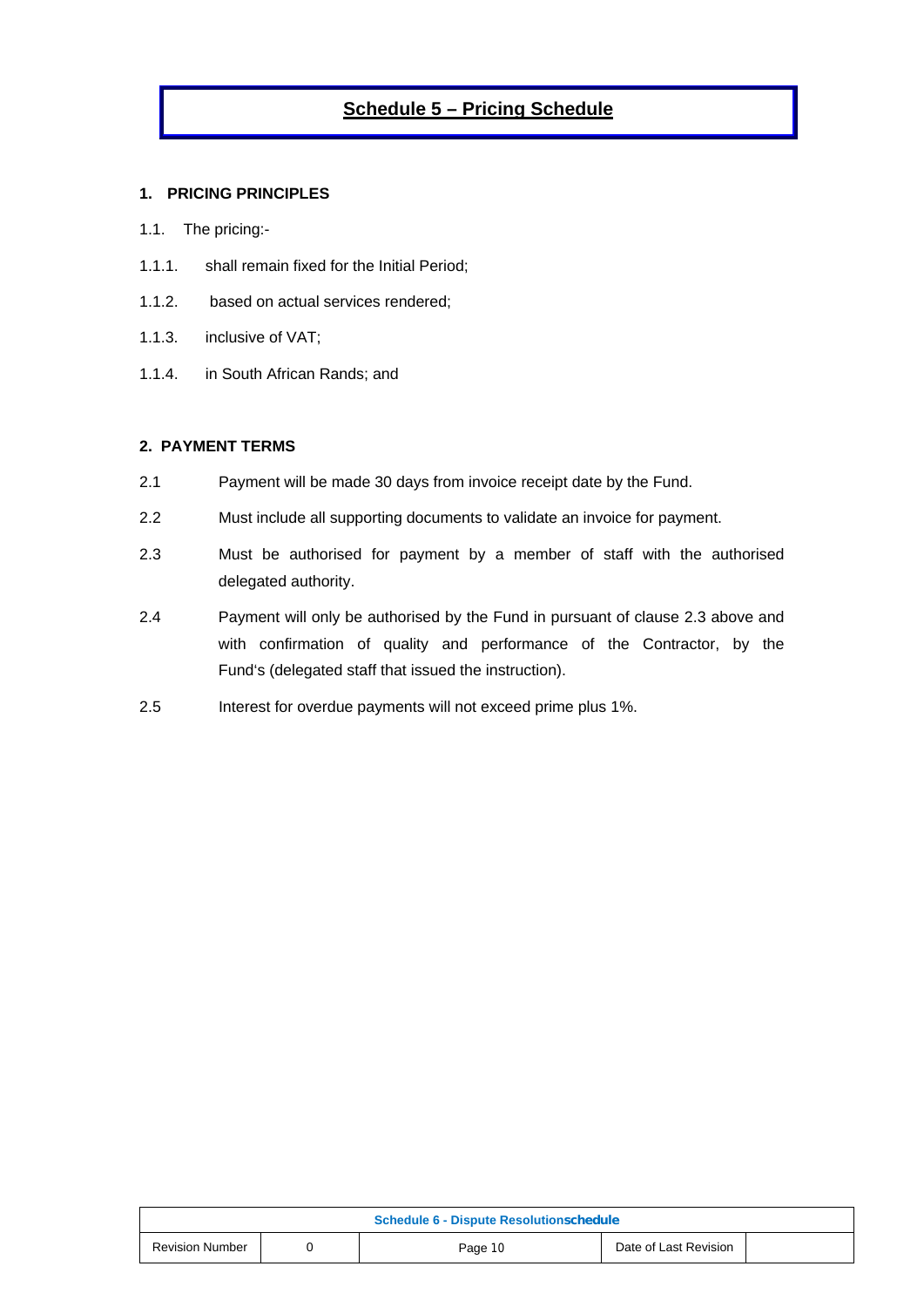# Schedule 5 – Pricing Schedule

## 1. PRICING PRINCIPLES

1.1. The pricing:-

1.1.1. shall remain fixed for the Initial Period;

1.1.2. based on actual services rendered;

1.1.3. inclusive of VAT;

1.1.4. in South African Rands; and

## 2. PAYMENT TERMS

2.1 Payment will be made 30 days from invoice receipt date by the Fund.

2.2 Must include all supporting documents to validate an invoice for payment.

2.3 Must be authorised for payment by a member of staff with the authorised delegated authority.

2.4 Payment will only be authorised by the Fund in pursuant of clause 2.3 above and with confirmation of quality and performance of the Contractor, by the Fund's (delegated staff that issued the instruction).

2.5 Interest for overdue payments will not exceed prime plus 1%.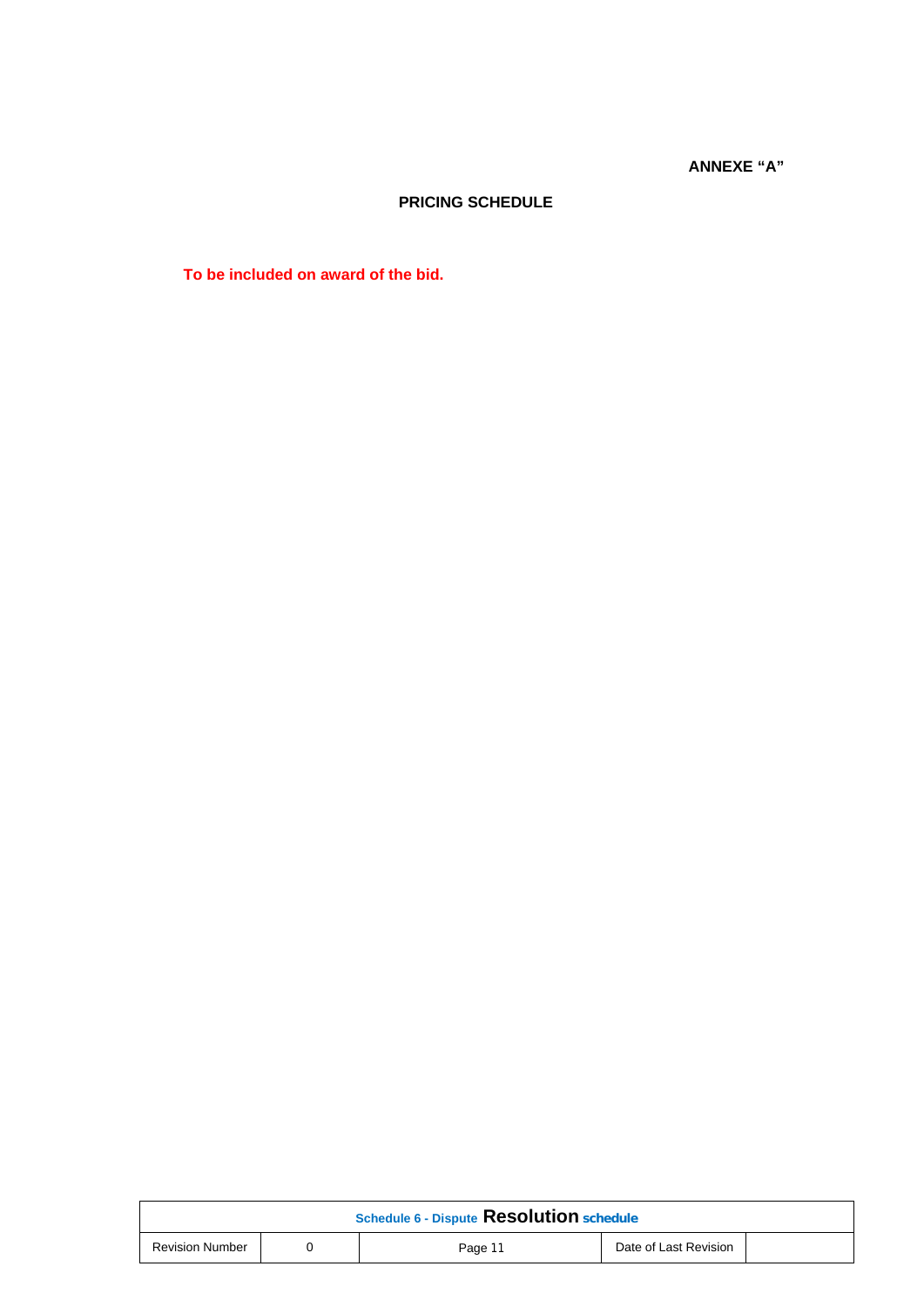**ANNEXE "A"**

**PRICING SCHEDULE**

**To be included on award of the bid.**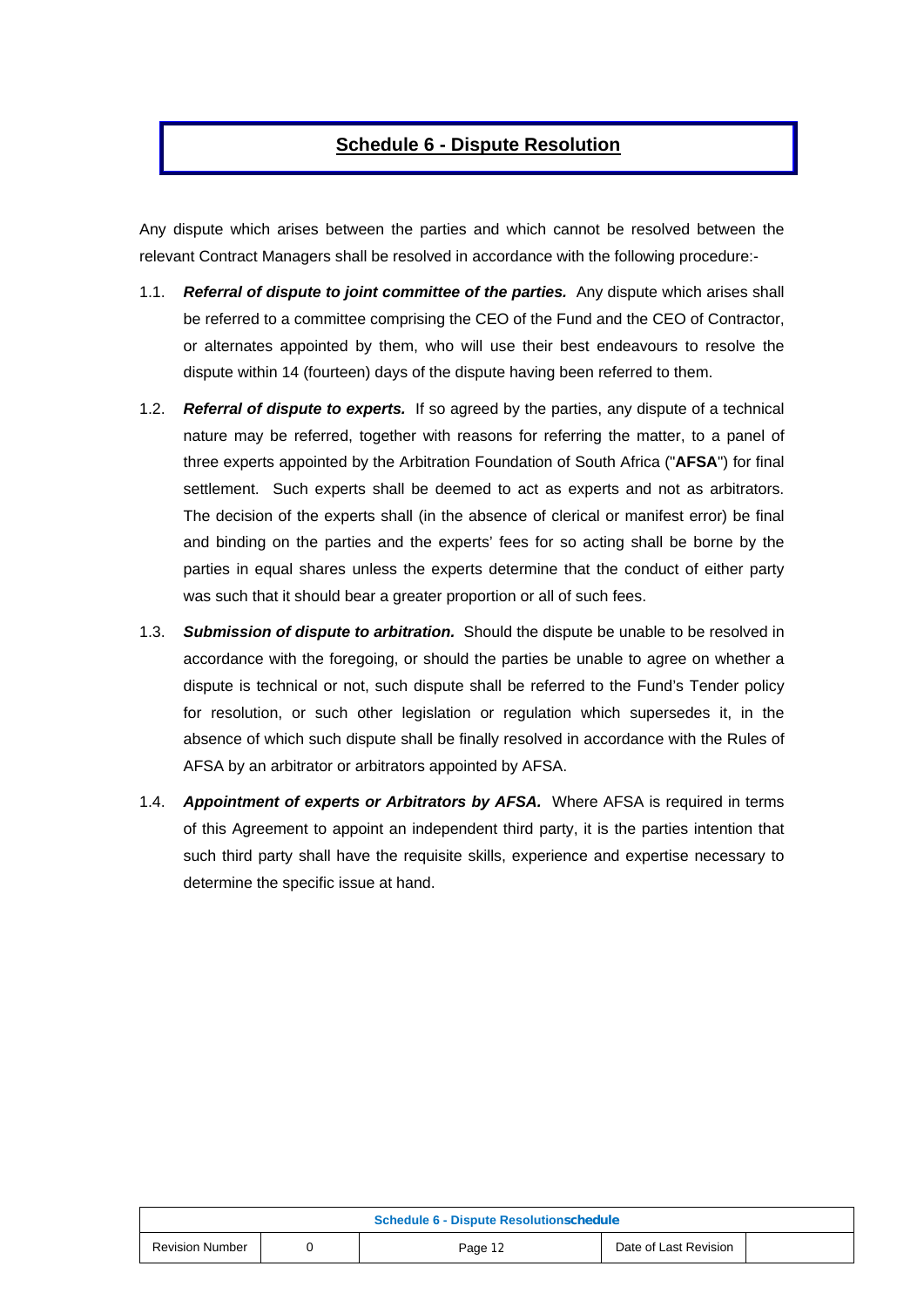## Schedule 6 - Dispute Resolution

Any dispute which arises between the parties and which cannot be resolved between the relevant Contract Managers shall be resolved in accordance with the following procedure:-

1.1. ***Referral of dispute to joint committee of the parties.*** Any dispute which arises shall be referred to a committee comprising the CEO of the Fund and the CEO of Contractor, or alternates appointed by them, who will use their best endeavours to resolve the dispute within 14 (fourteen) days of the dispute having been referred to them.

1.2. ***Referral of dispute to experts.*** If so agreed by the parties, any dispute of a technical nature may be referred, together with reasons for referring the matter, to a panel of three experts appointed by the Arbitration Foundation of South Africa ("**AFSA**") for final settlement. Such experts shall be deemed to act as experts and not as arbitrators. The decision of the experts shall (in the absence of clerical or manifest error) be final and binding on the parties and the experts' fees for so acting shall be borne by the parties in equal shares unless the experts determine that the conduct of either party was such that it should bear a greater proportion or all of such fees.

1.3. ***Submission of dispute to arbitration.*** Should the dispute be unable to be resolved in accordance with the foregoing, or should the parties be unable to agree on whether a dispute is technical or not, such dispute shall be referred to the Fund's Tender policy for resolution, or such other legislation or regulation which supersedes it, in the absence of which such dispute shall be finally resolved in accordance with the Rules of AFSA by an arbitrator or arbitrators appointed by AFSA.

1.4. ***Appointment of experts or Arbitrators by AFSA.*** Where AFSA is required in terms of this Agreement to appoint an independent third party, it is the parties intention that such third party shall have the requisite skills, experience and expertise necessary to determine the specific issue at hand.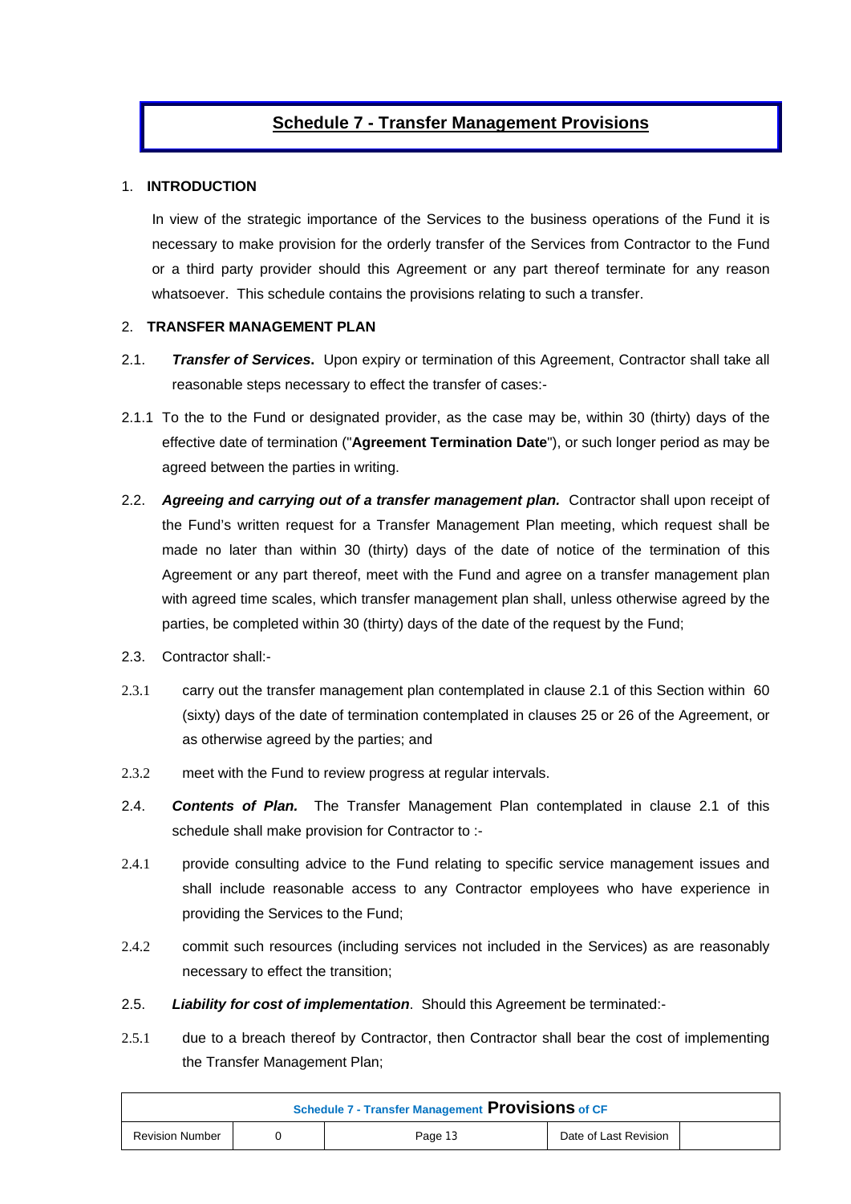## Schedule 7 - Transfer Management Provisions

1. **INTRODUCTION**

In view of the strategic importance of the Services to the business operations of the Fund it is necessary to make provision for the orderly transfer of the Services from Contractor to the Fund or a third party provider should this Agreement or any part thereof terminate for any reason whatsoever. This schedule contains the provisions relating to such a transfer.

2. **TRANSFER MANAGEMENT PLAN**

2.1. ***Transfer of Services*.** Upon expiry or termination of this Agreement, Contractor shall take all reasonable steps necessary to effect the transfer of cases:-

2.1.1 To the to the Fund or designated provider, as the case may be, within 30 (thirty) days of the effective date of termination ("**Agreement Termination Date**"), or such longer period as may be agreed between the parties in writing.

2.2. ***Agreeing and carrying out of a transfer management plan.*** Contractor shall upon receipt of the Fund's written request for a Transfer Management Plan meeting, which request shall be made no later than within 30 (thirty) days of the date of notice of the termination of this Agreement or any part thereof, meet with the Fund and agree on a transfer management plan with agreed time scales, which transfer management plan shall, unless otherwise agreed by the parties, be completed within 30 (thirty) days of the date of the request by the Fund;

2.3. Contractor shall:-

2.3.1 carry out the transfer management plan contemplated in clause 2.1 of this Section within 60 (sixty) days of the date of termination contemplated in clauses 25 or 26 of the Agreement, or as otherwise agreed by the parties; and

2.3.2 meet with the Fund to review progress at regular intervals.

2.4. ***Contents of Plan.*** The Transfer Management Plan contemplated in clause 2.1 of this schedule shall make provision for Contractor to :-

2.4.1 provide consulting advice to the Fund relating to specific service management issues and shall include reasonable access to any Contractor employees who have experience in providing the Services to the Fund;

2.4.2 commit such resources (including services not included in the Services) as are reasonably necessary to effect the transition;

2.5. ***Liability for cost of implementation*.** Should this Agreement be terminated:-

2.5.1 due to a breach thereof by Contractor, then Contractor shall bear the cost of implementing the Transfer Management Plan;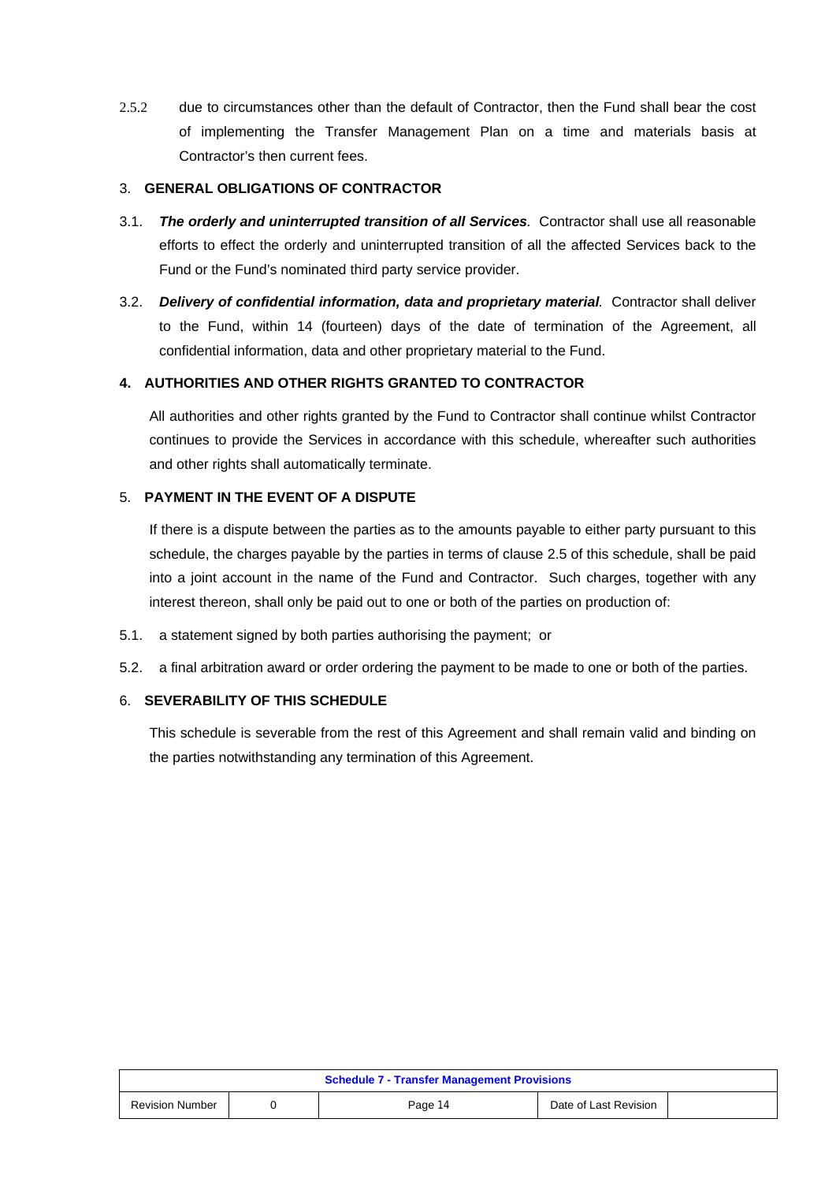2.5.2 due to circumstances other than the default of Contractor, then the Fund shall bear the cost of implementing the Transfer Management Plan on a time and materials basis at Contractor's then current fees.

## 3. GENERAL OBLIGATIONS OF CONTRACTOR

3.1. ***The orderly and uninterrupted transition of all Services***. Contractor shall use all reasonable efforts to effect the orderly and uninterrupted transition of all the affected Services back to the Fund or the Fund's nominated third party service provider.

3.2. ***Delivery of confidential information, data and proprietary material***. Contractor shall deliver to the Fund, within 14 (fourteen) days of the date of termination of the Agreement, all confidential information, data and other proprietary material to the Fund.

## 4. AUTHORITIES AND OTHER RIGHTS GRANTED TO CONTRACTOR

All authorities and other rights granted by the Fund to Contractor shall continue whilst Contractor continues to provide the Services in accordance with this schedule, whereafter such authorities and other rights shall automatically terminate.

## 5. PAYMENT IN THE EVENT OF A DISPUTE

If there is a dispute between the parties as to the amounts payable to either party pursuant to this schedule, the charges payable by the parties in terms of clause 2.5 of this schedule, shall be paid into a joint account in the name of the Fund and Contractor. Such charges, together with any interest thereon, shall only be paid out to one or both of the parties on production of:

5.1. a statement signed by both parties authorising the payment; or

5.2. a final arbitration award or order ordering the payment to be made to one or both of the parties.

## 6. SEVERABILITY OF THIS SCHEDULE

This schedule is severable from the rest of this Agreement and shall remain valid and binding on the parties notwithstanding any termination of this Agreement.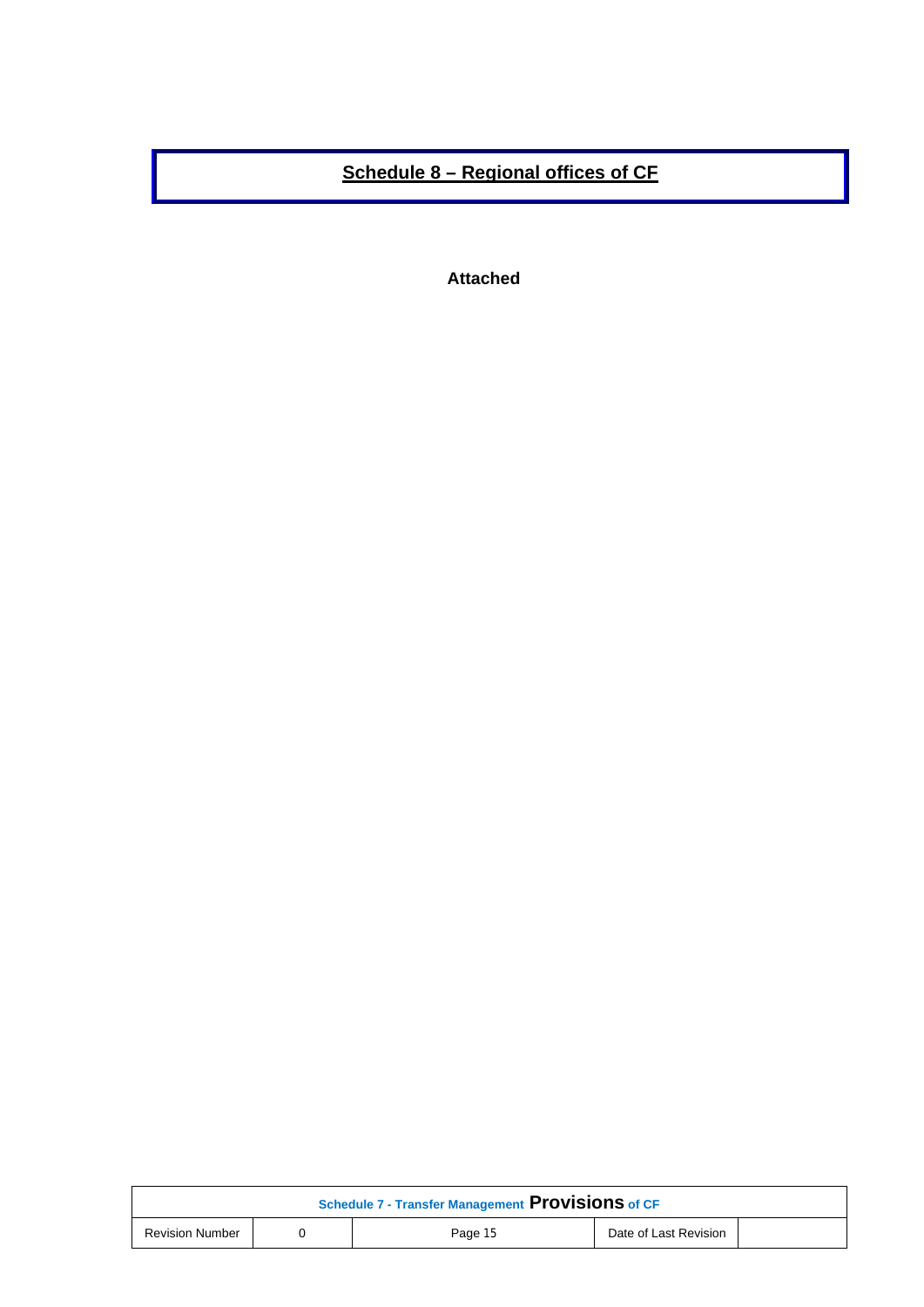# Schedule 8 – Regional offices of CF

**Attached**